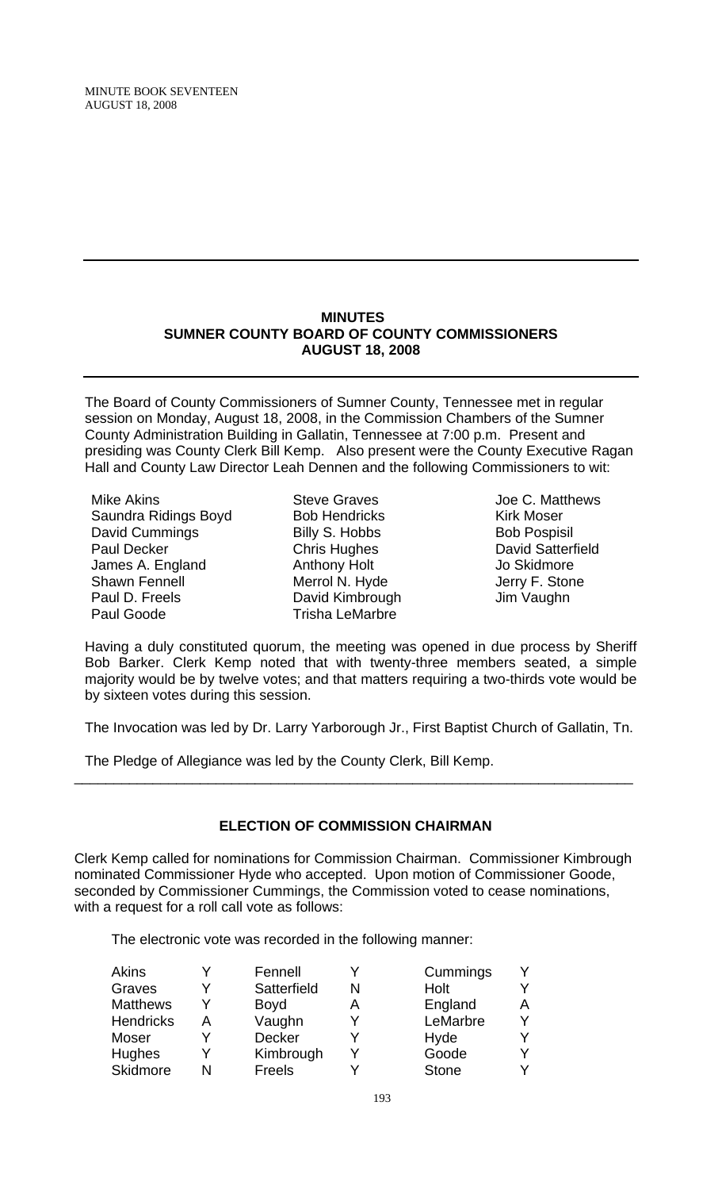## MINUTES
## SUMNER COUNTY BOARD OF COUNTY COMMISSIONERS
## AUGUST 18, 2008

The Board of County Commissioners of Sumner County, Tennessee met in regular session on Monday, August 18, 2008, in the Commission Chambers of the Sumner County Administration Building in Gallatin, Tennessee at 7:00 p.m. Present and presiding was County Clerk Bill Kemp. Also present were the County Executive Ragan Hall and County Law Director Leah Dennen and the following Commissioners to wit:

| | | |
|---|---|---|
| Mike Akins | Steve Graves | Joe C. Matthews |
| Saundra Ridings Boyd | Bob Hendricks | Kirk Moser |
| David Cummings | Billy S. Hobbs | Bob Pospisil |
| Paul Decker | Chris Hughes | David Satterfield |
| James A. England | Anthony Holt | Jo Skidmore |
| Shawn Fennell | Merrol N. Hyde | Jerry F. Stone |
| Paul D. Freels | David Kimbrough | Jim Vaughn |
| Paul Goode | Trisha LeMarbre | |

Having a duly constituted quorum, the meeting was opened in due process by Sheriff Bob Barker. Clerk Kemp noted that with twenty-three members seated, a simple majority would be by twelve votes; and that matters requiring a two-thirds vote would be by sixteen votes during this session.

The Invocation was led by Dr. Larry Yarborough Jr., First Baptist Church of Gallatin, Tn.

The Pledge of Allegiance was led by the County Clerk, Bill Kemp.

---

### ELECTION OF COMMISSION CHAIRMAN

Clerk Kemp called for nominations for Commission Chairman. Commissioner Kimbrough nominated Commissioner Hyde who accepted. Upon motion of Commissioner Goode, seconded by Commissioner Cummings, the Commission voted to cease nominations, with a request for a roll call vote as follows:

The electronic vote was recorded in the following manner:

| | | | | | |
|---|---|---|---|---|---|
| Akins | Y | Fennell | Y | Cummings | Y |
| Graves | Y | Satterfield | N | Holt | Y |
| Matthews | Y | Boyd | A | England | A |
| Hendricks | A | Vaughn | Y | LeMarbre | Y |
| Moser | Y | Decker | Y | Hyde | Y |
| Hughes | Y | Kimbrough | Y | Goode | Y |
| Skidmore | N | Freels | Y | Stone | Y |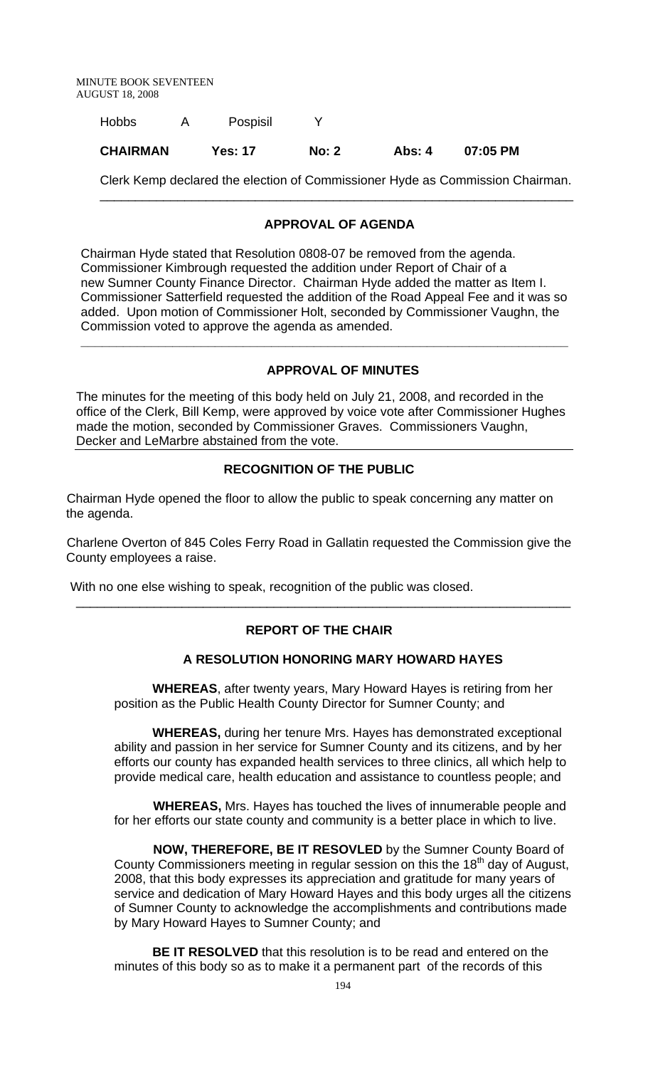| Hobbs | A | Pospisil | Y | | |
|---|---|---|---|---|---|
| **CHAIRMAN** | | **Yes: 17** | **No: 2** | **Abs: 4** | **07:05 PM** |

Clerk Kemp declared the election of Commissioner Hyde as Commission Chairman.

---

## APPROVAL OF AGENDA

Chairman Hyde stated that Resolution 0808-07 be removed from the agenda. Commissioner Kimbrough requested the addition under Report of Chair of a new Sumner County Finance Director. Chairman Hyde added the matter as Item I. Commissioner Satterfield requested the addition of the Road Appeal Fee and it was so added. Upon motion of Commissioner Holt, seconded by Commissioner Vaughn, the Commission voted to approve the agenda as amended.

---

## APPROVAL OF MINUTES

The minutes for the meeting of this body held on July 21, 2008, and recorded in the office of the Clerk, Bill Kemp, were approved by voice vote after Commissioner Hughes made the motion, seconded by Commissioner Graves. Commissioners Vaughn, Decker and LeMarbre abstained from the vote.

---

## RECOGNITION OF THE PUBLIC

Chairman Hyde opened the floor to allow the public to speak concerning any matter on the agenda.

Charlene Overton of 845 Coles Ferry Road in Gallatin requested the Commission give the County employees a raise.

With no one else wishing to speak, recognition of the public was closed.

---

## REPORT OF THE CHAIR

### A RESOLUTION HONORING MARY HOWARD HAYES

**WHEREAS**, after twenty years, Mary Howard Hayes is retiring from her position as the Public Health County Director for Sumner County; and

**WHEREAS,** during her tenure Mrs. Hayes has demonstrated exceptional ability and passion in her service for Sumner County and its citizens, and by her efforts our county has expanded health services to three clinics, all which help to provide medical care, health education and assistance to countless people; and

**WHEREAS,** Mrs. Hayes has touched the lives of innumerable people and for her efforts our state county and community is a better place in which to live.

**NOW, THEREFORE, BE IT RESOVLED** by the Sumner County Board of County Commissioners meeting in regular session on this the 18th day of August, 2008, that this body expresses its appreciation and gratitude for many years of service and dedication of Mary Howard Hayes and this body urges all the citizens of Sumner County to acknowledge the accomplishments and contributions made by Mary Howard Hayes to Sumner County; and

**BE IT RESOLVED** that this resolution is to be read and entered on the minutes of this body so as to make it a permanent part of the records of this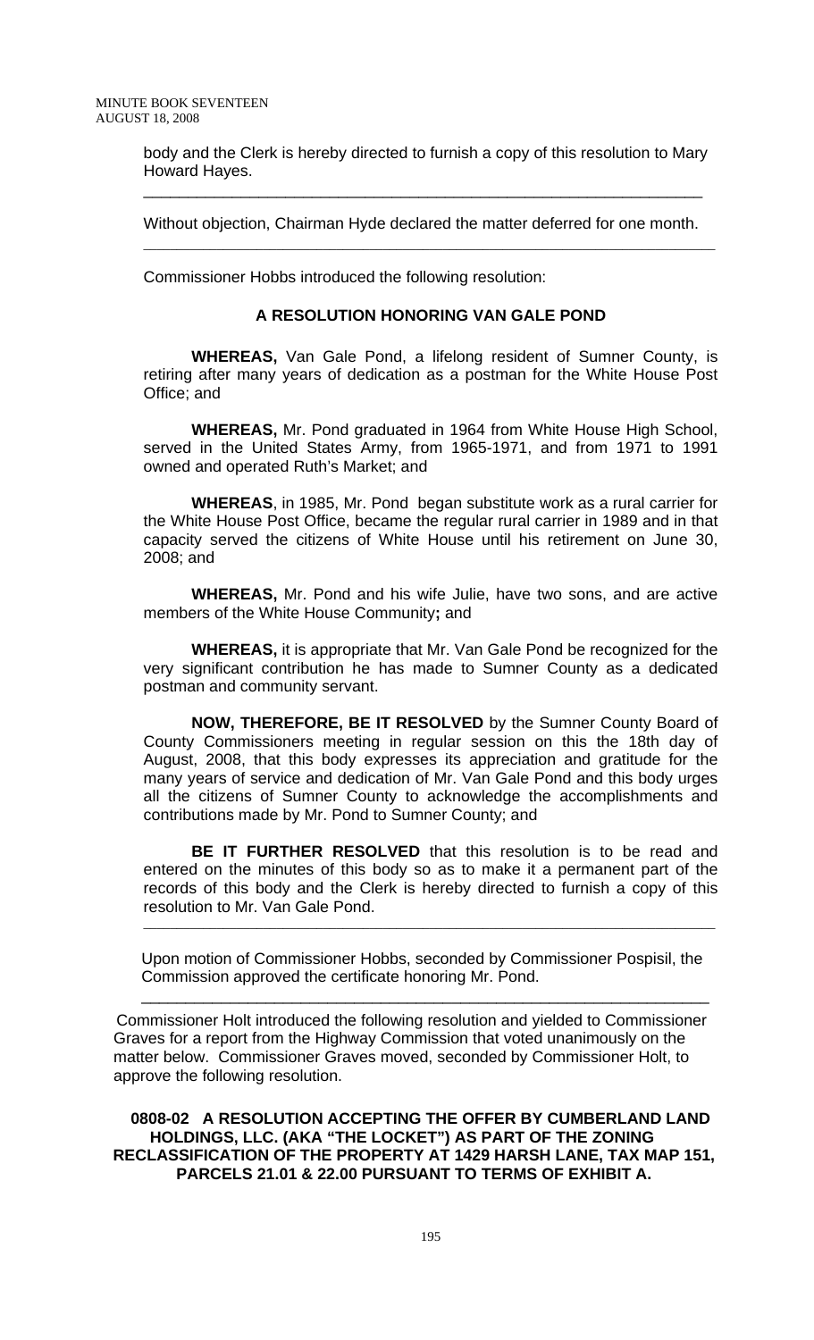body and the Clerk is hereby directed to furnish a copy of this resolution to Mary Howard Hayes.

---

Without objection, Chairman Hyde declared the matter deferred for one month.

---

Commissioner Hobbs introduced the following resolution:

**A RESOLUTION HONORING VAN GALE POND**

**WHEREAS,** Van Gale Pond, a lifelong resident of Sumner County, is retiring after many years of dedication as a postman for the White House Post Office; and

**WHEREAS,** Mr. Pond graduated in 1964 from White House High School, served in the United States Army, from 1965-1971, and from 1971 to 1991 owned and operated Ruth's Market; and

**WHEREAS**, in 1985, Mr. Pond began substitute work as a rural carrier for the White House Post Office, became the regular rural carrier in 1989 and in that capacity served the citizens of White House until his retirement on June 30, 2008; and

**WHEREAS,** Mr. Pond and his wife Julie, have two sons, and are active members of the White House Community**;** and

**WHEREAS,** it is appropriate that Mr. Van Gale Pond be recognized for the very significant contribution he has made to Sumner County as a dedicated postman and community servant.

**NOW, THEREFORE, BE IT RESOLVED** by the Sumner County Board of County Commissioners meeting in regular session on this the 18th day of August, 2008, that this body expresses its appreciation and gratitude for the many years of service and dedication of Mr. Van Gale Pond and this body urges all the citizens of Sumner County to acknowledge the accomplishments and contributions made by Mr. Pond to Sumner County; and

**BE IT FURTHER RESOLVED** that this resolution is to be read and entered on the minutes of this body so as to make it a permanent part of the records of this body and the Clerk is hereby directed to furnish a copy of this resolution to Mr. Van Gale Pond.

---

Upon motion of Commissioner Hobbs, seconded by Commissioner Pospisil, the Commission approved the certificate honoring Mr. Pond.

---

Commissioner Holt introduced the following resolution and yielded to Commissioner Graves for a report from the Highway Commission that voted unanimously on the matter below. Commissioner Graves moved, seconded by Commissioner Holt, to approve the following resolution.

**0808-02 A RESOLUTION ACCEPTING THE OFFER BY CUMBERLAND LAND HOLDINGS, LLC. (AKA "THE LOCKET") AS PART OF THE ZONING RECLASSIFICATION OF THE PROPERTY AT 1429 HARSH LANE, TAX MAP 151, PARCELS 21.01 & 22.00 PURSUANT TO TERMS OF EXHIBIT A.**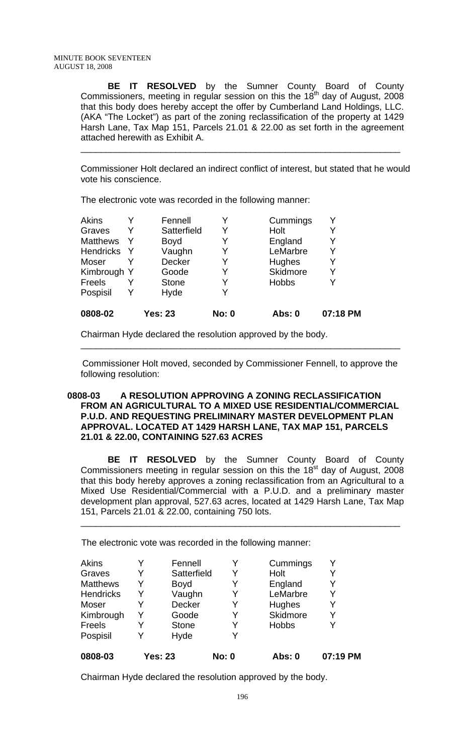**BE IT RESOLVED** by the Sumner County Board of County Commissioners, meeting in regular session on this the 18th day of August, 2008 that this body does hereby accept the offer by Cumberland Land Holdings, LLC. (AKA "The Locket") as part of the zoning reclassification of the property at 1429 Harsh Lane, Tax Map 151, Parcels 21.01 & 22.00 as set forth in the agreement attached herewith as Exhibit A.

---

Commissioner Holt declared an indirect conflict of interest, but stated that he would vote his conscience.

The electronic vote was recorded in the following manner:

| | | | | | | |
|---|---|---|---|---|---|---|
| Akins | Y | Fennell | Y | Cummings | Y | |
| Graves | Y | Satterfield | Y | Holt | Y | |
| Matthews | Y | Boyd | Y | England | Y | |
| Hendricks | Y | Vaughn | Y | LeMarbre | Y | |
| Moser | Y | Decker | Y | Hughes | Y | |
| Kimbrough | Y | Goode | Y | Skidmore | Y | |
| Freels | Y | Stone | Y | Hobbs | Y | |
| Pospisil | Y | Hyde | Y | | | |
| **0808-02** | | **Yes: 23** | **No: 0** | **Abs: 0** | | **07:18 PM** |

Chairman Hyde declared the resolution approved by the body.

---

Commissioner Holt moved, seconded by Commissioner Fennell, to approve the following resolution:

**0808-03 A RESOLUTION APPROVING A ZONING RECLASSIFICATION FROM AN AGRICULTURAL TO A MIXED USE RESIDENTIAL/COMMERCIAL P.U.D. AND REQUESTING PRELIMINARY MASTER DEVELOPMENT PLAN APPROVAL. LOCATED AT 1429 HARSH LANE, TAX MAP 151, PARCELS 21.01 & 22.00, CONTAINING 527.63 ACRES**

**BE IT RESOLVED** by the Sumner County Board of County Commissioners meeting in regular session on this the 18st day of August, 2008 that this body hereby approves a zoning reclassification from an Agricultural to a Mixed Use Residential/Commercial with a P.U.D. and a preliminary master development plan approval, 527.63 acres, located at 1429 Harsh Lane, Tax Map 151, Parcels 21.01 & 22.00, containing 750 lots.

---

The electronic vote was recorded in the following manner:

| | | | | | | |
|---|---|---|---|---|---|---|
| Akins | Y | Fennell | Y | Cummings | Y | |
| Graves | Y | Satterfield | Y | Holt | Y | |
| Matthews | Y | Boyd | Y | England | Y | |
| Hendricks | Y | Vaughn | Y | LeMarbre | Y | |
| Moser | Y | Decker | Y | Hughes | Y | |
| Kimbrough | Y | Goode | Y | Skidmore | Y | |
| Freels | Y | Stone | Y | Hobbs | Y | |
| Pospisil | Y | Hyde | Y | | | |
| **0808-03** | **Yes: 23** | | **No: 0** | **Abs: 0** | | **07:19 PM** |

Chairman Hyde declared the resolution approved by the body.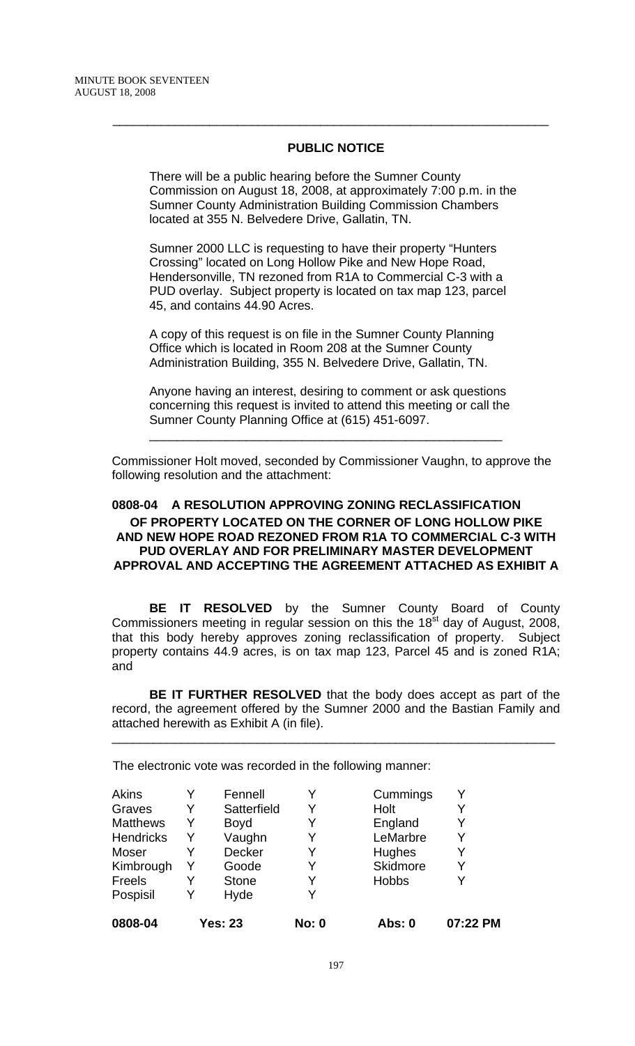---

**PUBLIC NOTICE**

There will be a public hearing before the Sumner County Commission on August 18, 2008, at approximately 7:00 p.m. in the Sumner County Administration Building Commission Chambers located at 355 N. Belvedere Drive, Gallatin, TN.

Sumner 2000 LLC is requesting to have their property "Hunters Crossing" located on Long Hollow Pike and New Hope Road, Hendersonville, TN rezoned from R1A to Commercial C-3 with a PUD overlay. Subject property is located on tax map 123, parcel 45, and contains 44.90 Acres.

A copy of this request is on file in the Sumner County Planning Office which is located in Room 208 at the Sumner County Administration Building, 355 N. Belvedere Drive, Gallatin, TN.

Anyone having an interest, desiring to comment or ask questions concerning this request is invited to attend this meeting or call the Sumner County Planning Office at (615) 451-6097.

---

Commissioner Holt moved, seconded by Commissioner Vaughn, to approve the following resolution and the attachment:

**0808-04 A RESOLUTION APPROVING ZONING RECLASSIFICATION OF PROPERTY LOCATED ON THE CORNER OF LONG HOLLOW PIKE AND NEW HOPE ROAD REZONED FROM R1A TO COMMERCIAL C-3 WITH PUD OVERLAY AND FOR PRELIMINARY MASTER DEVELOPMENT APPROVAL AND ACCEPTING THE AGREEMENT ATTACHED AS EXHIBIT A**

**BE IT RESOLVED** by the Sumner County Board of County Commissioners meeting in regular session on this the 18th day of August, 2008, that this body hereby approves zoning reclassification of property. Subject property contains 44.9 acres, is on tax map 123, Parcel 45 and is zoned R1A; and

**BE IT FURTHER RESOLVED** that the body does accept as part of the record, the agreement offered by the Sumner 2000 and the Bastian Family and attached herewith as Exhibit A (in file).

---

The electronic vote was recorded in the following manner:

| | | | | | |
|---|---|---|---|---|---|
| Akins | Y | Fennell | Y | Cummings | Y |
| Graves | Y | Satterfield | Y | Holt | Y |
| Matthews | Y | Boyd | Y | England | Y |
| Hendricks | Y | Vaughn | Y | LeMarbre | Y |
| Moser | Y | Decker | Y | Hughes | Y |
| Kimbrough | Y | Goode | Y | Skidmore | Y |
| Freels | Y | Stone | Y | Hobbs | Y |
| Pospisil | Y | Hyde | Y | | |

**0808-04 Yes: 23 No: 0 Abs: 0 07:22 PM**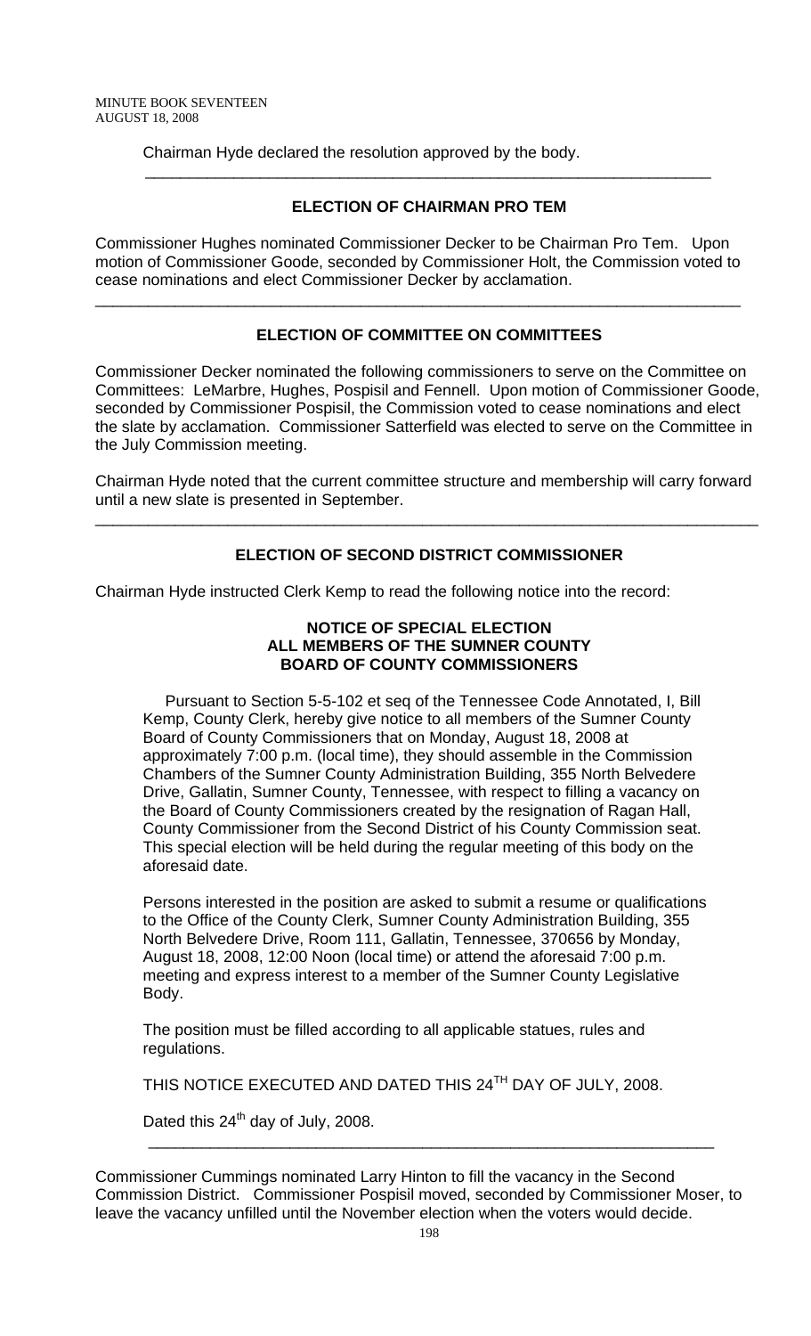Chairman Hyde declared the resolution approved by the body.

---

## ELECTION OF CHAIRMAN PRO TEM

Commissioner Hughes nominated Commissioner Decker to be Chairman Pro Tem. Upon motion of Commissioner Goode, seconded by Commissioner Holt, the Commission voted to cease nominations and elect Commissioner Decker by acclamation.

---

## ELECTION OF COMMITTEE ON COMMITTEES

Commissioner Decker nominated the following commissioners to serve on the Committee on Committees: LeMarbre, Hughes, Pospisil and Fennell. Upon motion of Commissioner Goode, seconded by Commissioner Pospisil, the Commission voted to cease nominations and elect the slate by acclamation. Commissioner Satterfield was elected to serve on the Committee in the July Commission meeting.

Chairman Hyde noted that the current committee structure and membership will carry forward until a new slate is presented in September.

---

## ELECTION OF SECOND DISTRICT COMMISSIONER

Chairman Hyde instructed Clerk Kemp to read the following notice into the record:

**NOTICE OF SPECIAL ELECTION**
**ALL MEMBERS OF THE SUMNER COUNTY**
**BOARD OF COUNTY COMMISSIONERS**

Pursuant to Section 5-5-102 et seq of the Tennessee Code Annotated, I, Bill Kemp, County Clerk, hereby give notice to all members of the Sumner County Board of County Commissioners that on Monday, August 18, 2008 at approximately 7:00 p.m. (local time), they should assemble in the Commission Chambers of the Sumner County Administration Building, 355 North Belvedere Drive, Gallatin, Sumner County, Tennessee, with respect to filling a vacancy on the Board of County Commissioners created by the resignation of Ragan Hall, County Commissioner from the Second District of his County Commission seat. This special election will be held during the regular meeting of this body on the aforesaid date.

Persons interested in the position are asked to submit a resume or qualifications to the Office of the County Clerk, Sumner County Administration Building, 355 North Belvedere Drive, Room 111, Gallatin, Tennessee, 370656 by Monday, August 18, 2008, 12:00 Noon (local time) or attend the aforesaid 7:00 p.m. meeting and express interest to a member of the Sumner County Legislative Body.

The position must be filled according to all applicable statues, rules and regulations.

THIS NOTICE EXECUTED AND DATED THIS 24TH DAY OF JULY, 2008.

Dated this 24th day of July, 2008.

---

Commissioner Cummings nominated Larry Hinton to fill the vacancy in the Second Commission District. Commissioner Pospisil moved, seconded by Commissioner Moser, to leave the vacancy unfilled until the November election when the voters would decide.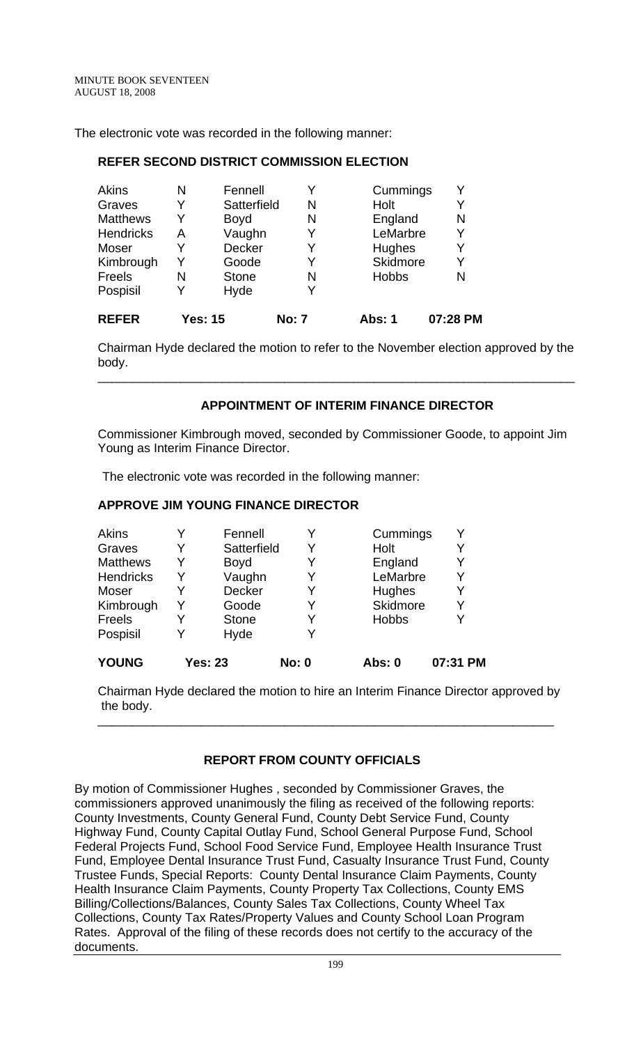The electronic vote was recorded in the following manner:

**REFER SECOND DISTRICT COMMISSION ELECTION**

| | | | | | |
|---|---|---|---|---|---|
| Akins | N | Fennell | Y | Cummings | Y |
| Graves | Y | Satterfield | N | Holt | Y |
| Matthews | Y | Boyd | N | England | N |
| Hendricks | A | Vaughn | Y | LeMarbre | Y |
| Moser | Y | Decker | Y | Hughes | Y |
| Kimbrough | Y | Goode | Y | Skidmore | Y |
| Freels | N | Stone | N | Hobbs | N |
| Pospisil | Y | Hyde | Y | | |
| **REFER** | **Yes: 15** | | **No: 7** | **Abs: 1** | **07:28 PM** |

Chairman Hyde declared the motion to refer to the November election approved by the body.

---

**APPOINTMENT OF INTERIM FINANCE DIRECTOR**

Commissioner Kimbrough moved, seconded by Commissioner Goode, to appoint Jim Young as Interim Finance Director.

The electronic vote was recorded in the following manner:

**APPROVE JIM YOUNG FINANCE DIRECTOR**

| | | | | | |
|---|---|---|---|---|---|
| Akins | Y | Fennell | Y | Cummings | Y |
| Graves | Y | Satterfield | Y | Holt | Y |
| Matthews | Y | Boyd | Y | England | Y |
| Hendricks | Y | Vaughn | Y | LeMarbre | Y |
| Moser | Y | Decker | Y | Hughes | Y |
| Kimbrough | Y | Goode | Y | Skidmore | Y |
| Freels | Y | Stone | Y | Hobbs | Y |
| Pospisil | Y | Hyde | Y | | |
| **YOUNG** | **Yes: 23** | | **No: 0** | **Abs: 0** | **07:31 PM** |

Chairman Hyde declared the motion to hire an Interim Finance Director approved by the body.

---

**REPORT FROM COUNTY OFFICIALS**

By motion of Commissioner Hughes , seconded by Commissioner Graves, the commissioners approved unanimously the filing as received of the following reports: County Investments, County General Fund, County Debt Service Fund, County Highway Fund, County Capital Outlay Fund, School General Purpose Fund, School Federal Projects Fund, School Food Service Fund, Employee Health Insurance Trust Fund, Employee Dental Insurance Trust Fund, Casualty Insurance Trust Fund, County Trustee Funds, Special Reports: County Dental Insurance Claim Payments, County Health Insurance Claim Payments, County Property Tax Collections, County EMS Billing/Collections/Balances, County Sales Tax Collections, County Wheel Tax Collections, County Tax Rates/Property Values and County School Loan Program Rates. Approval of the filing of these records does not certify to the accuracy of the documents.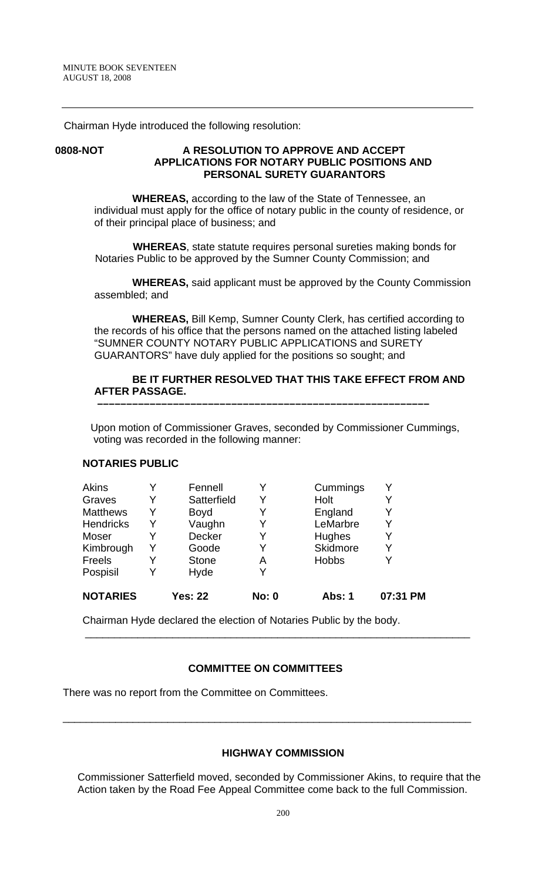Chairman Hyde introduced the following resolution:

**0808-NOT** **A RESOLUTION TO APPROVE AND ACCEPT APPLICATIONS FOR NOTARY PUBLIC POSITIONS AND PERSONAL SURETY GUARANTORS**

**WHEREAS,** according to the law of the State of Tennessee, an individual must apply for the office of notary public in the county of residence, or of their principal place of business; and

**WHEREAS**, state statute requires personal sureties making bonds for Notaries Public to be approved by the Sumner County Commission; and

**WHEREAS,** said applicant must be approved by the County Commission assembled; and

**WHEREAS,** Bill Kemp, Sumner County Clerk, has certified according to the records of his office that the persons named on the attached listing labeled "SUMNER COUNTY NOTARY PUBLIC APPLICATIONS and SURETY GUARANTORS" have duly applied for the positions so sought; and

**BE IT FURTHER RESOLVED THAT THIS TAKE EFFECT FROM AND AFTER PASSAGE.**

---

Upon motion of Commissioner Graves, seconded by Commissioner Cummings, voting was recorded in the following manner:

**NOTARIES PUBLIC**

| | | | | | |
|---|---|---|---|---|---|
| Akins | Y | Fennell | Y | Cummings | Y |
| Graves | Y | Satterfield | Y | Holt | Y |
| Matthews | Y | Boyd | Y | England | Y |
| Hendricks | Y | Vaughn | Y | LeMarbre | Y |
| Moser | Y | Decker | Y | Hughes | Y |
| Kimbrough | Y | Goode | Y | Skidmore | Y |
| Freels | Y | Stone | A | Hobbs | Y |
| Pospisil | Y | Hyde | Y | | |
| **NOTARIES** | | **Yes: 22** | **No: 0** | **Abs: 1** | **07:31 PM** |

Chairman Hyde declared the election of Notaries Public by the body.

---

**COMMITTEE ON COMMITTEES**

There was no report from the Committee on Committees.

---

**HIGHWAY COMMISSION**

Commissioner Satterfield moved, seconded by Commissioner Akins, to require that the Action taken by the Road Fee Appeal Committee come back to the full Commission.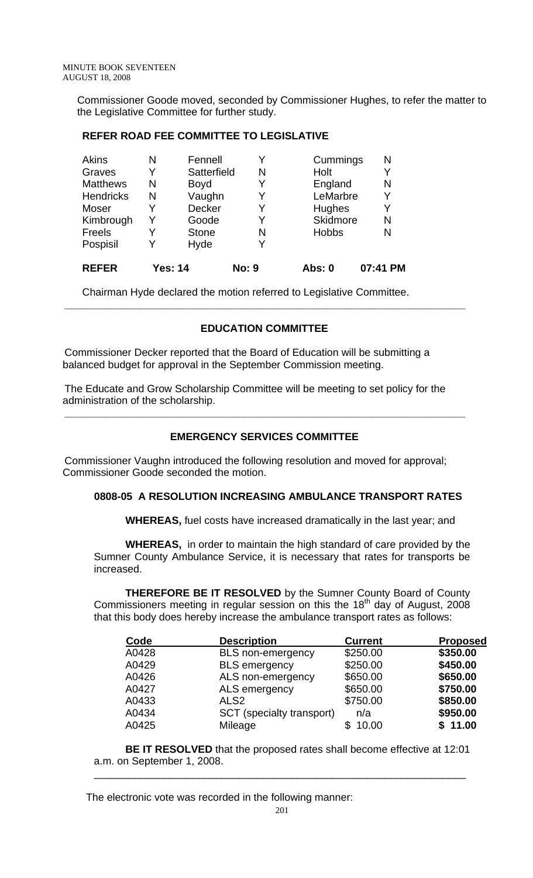Commissioner Goode moved, seconded by Commissioner Hughes, to refer the matter to the Legislative Committee for further study.

**REFER ROAD FEE COMMITTEE TO LEGISLATIVE**

| | | | | | |
|---|---|---|---|---|---|
| Akins | N | Fennell | Y | Cummings | N |
| Graves | Y | Satterfield | N | Holt | Y |
| Matthews | N | Boyd | Y | England | N |
| Hendricks | N | Vaughn | Y | LeMarbre | Y |
| Moser | Y | Decker | Y | Hughes | Y |
| Kimbrough | Y | Goode | Y | Skidmore | N |
| Freels | Y | Stone | N | Hobbs | N |
| Pospisil | Y | Hyde | Y | | |
| **REFER** | **Yes: 14** | | **No: 9** | **Abs: 0** | **07:41 PM** |

Chairman Hyde declared the motion referred to Legislative Committee.

---

## EDUCATION COMMITTEE

Commissioner Decker reported that the Board of Education will be submitting a balanced budget for approval in the September Commission meeting.

The Educate and Grow Scholarship Committee will be meeting to set policy for the administration of the scholarship.

---

## EMERGENCY SERVICES COMMITTEE

Commissioner Vaughn introduced the following resolution and moved for approval; Commissioner Goode seconded the motion.

### 0808-05 A RESOLUTION INCREASING AMBULANCE TRANSPORT RATES

**WHEREAS,** fuel costs have increased dramatically in the last year; and

**WHEREAS,** in order to maintain the high standard of care provided by the Sumner County Ambulance Service, it is necessary that rates for transports be increased.

**THEREFORE BE IT RESOLVED** by the Sumner County Board of County Commissioners meeting in regular session on this the 18th day of August, 2008 that this body does hereby increase the ambulance transport rates as follows:

| Code | Description | Current | Proposed |
|---|---|---|---|
| A0428 | BLS non-emergency | $250.00 | **$350.00** |
| A0429 | BLS emergency | $250.00 | **$450.00** |
| A0426 | ALS non-emergency | $650.00 | **$650.00** |
| A0427 | ALS emergency | $650.00 | **$750.00** |
| A0433 | ALS2 | $750.00 | **$850.00** |
| A0434 | SCT (specialty transport) | n/a | **$950.00** |
| A0425 | Mileage | $ 10.00 | **$ 11.00** |

**BE IT RESOLVED** that the proposed rates shall become effective at 12:01 a.m. on September 1, 2008.

---

The electronic vote was recorded in the following manner: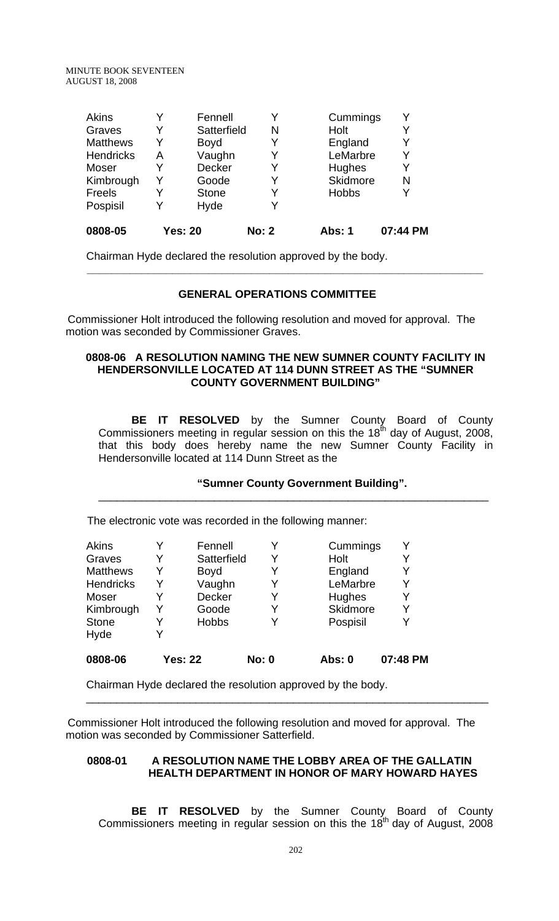| Akins | Y | Fennell | Y | Cummings | Y |
|---|---|---|---|---|---|
| Graves | Y | Satterfield | N | Holt | Y |
| Matthews | Y | Boyd | Y | England | Y |
| Hendricks | A | Vaughn | Y | LeMarbre | Y |
| Moser | Y | Decker | Y | Hughes | Y |
| Kimbrough | Y | Goode | Y | Skidmore | N |
| Freels | Y | Stone | Y | Hobbs | Y |
| Pospisil | Y | Hyde | Y | | |
| **0808-05** | **Yes: 20** | | **No: 2** | **Abs: 1** | **07:44 PM** |

Chairman Hyde declared the resolution approved by the body.

---

## GENERAL OPERATIONS COMMITTEE

Commissioner Holt introduced the following resolution and moved for approval. The motion was seconded by Commissioner Graves.

### 0808-06 A RESOLUTION NAMING THE NEW SUMNER COUNTY FACILITY IN HENDERSONVILLE LOCATED AT 114 DUNN STREET AS THE "SUMNER COUNTY GOVERNMENT BUILDING"

**BE IT RESOLVED** by the Sumner County Board of County Commissioners meeting in regular session on this the 18th day of August, 2008, that this body does hereby name the new Sumner County Facility in Hendersonville located at 114 Dunn Street as the

**"Sumner County Government Building".**

---

The electronic vote was recorded in the following manner:

| Akins | Y | Fennell | Y | Cummings | Y |
|---|---|---|---|---|---|
| Graves | Y | Satterfield | Y | Holt | Y |
| Matthews | Y | Boyd | Y | England | Y |
| Hendricks | Y | Vaughn | Y | LeMarbre | Y |
| Moser | Y | Decker | Y | Hughes | Y |
| Kimbrough | Y | Goode | Y | Skidmore | Y |
| Stone | Y | Hobbs | Y | Pospisil | Y |
| Hyde | Y | | | | |
| **0808-06** | **Yes: 22** | | **No: 0** | **Abs: 0** | **07:48 PM** |

Chairman Hyde declared the resolution approved by the body.

---

Commissioner Holt introduced the following resolution and moved for approval. The motion was seconded by Commissioner Satterfield.

### 0808-01 A RESOLUTION NAME THE LOBBY AREA OF THE GALLATIN HEALTH DEPARTMENT IN HONOR OF MARY HOWARD HAYES

**BE IT RESOLVED** by the Sumner County Board of County Commissioners meeting in regular session on this the 18th day of August, 2008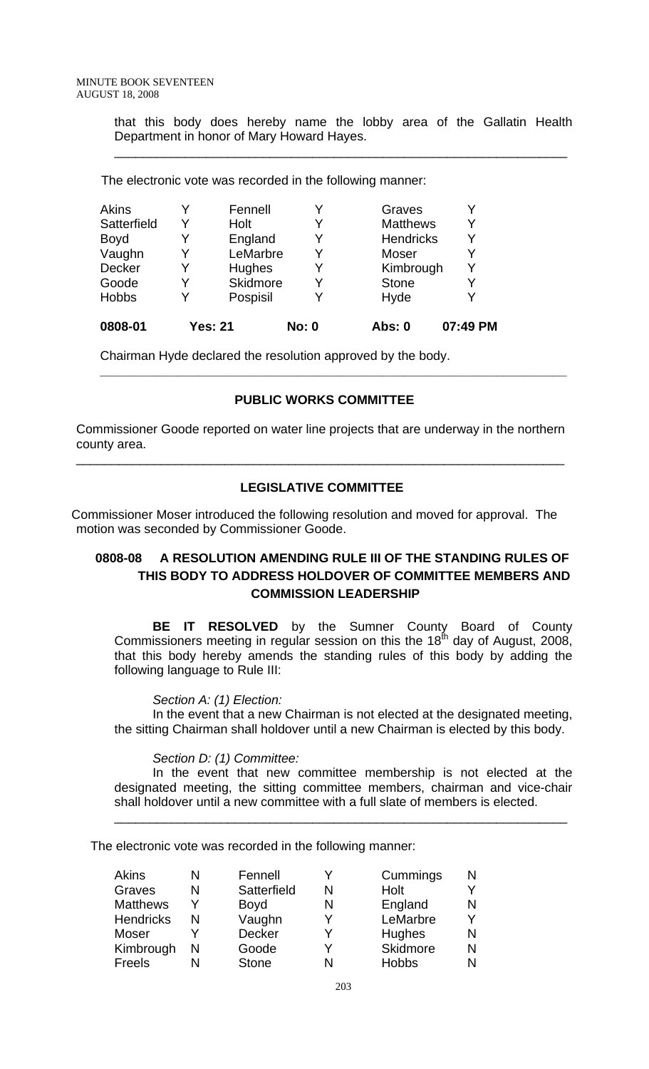that this body does hereby name the lobby area of the Gallatin Health Department in honor of Mary Howard Hayes.

---

The electronic vote was recorded in the following manner:

| | | | | | |
|---|---|---|---|---|---|
| Akins | Y | Fennell | Y | Graves | Y |
| Satterfield | Y | Holt | Y | Matthews | Y |
| Boyd | Y | England | Y | Hendricks | Y |
| Vaughn | Y | LeMarbre | Y | Moser | Y |
| Decker | Y | Hughes | Y | Kimbrough | Y |
| Goode | Y | Skidmore | Y | Stone | Y |
| Hobbs | Y | Pospisil | Y | Hyde | Y |

**0808-01 Yes: 21 No: 0 Abs: 0 07:49 PM**

Chairman Hyde declared the resolution approved by the body.

---

## PUBLIC WORKS COMMITTEE

Commissioner Goode reported on water line projects that are underway in the northern county area.

---

## LEGISLATIVE COMMITTEE

Commissioner Moser introduced the following resolution and moved for approval. The motion was seconded by Commissioner Goode.

### 0808-08 A RESOLUTION AMENDING RULE III OF THE STANDING RULES OF THIS BODY TO ADDRESS HOLDOVER OF COMMITTEE MEMBERS AND COMMISSION LEADERSHIP

**BE IT RESOLVED** by the Sumner County Board of County Commissioners meeting in regular session on this the 18th day of August, 2008, that this body hereby amends the standing rules of this body by adding the following language to Rule III:

*Section A: (1) Election:*

In the event that a new Chairman is not elected at the designated meeting, the sitting Chairman shall holdover until a new Chairman is elected by this body.

*Section D: (1) Committee:*

In the event that new committee membership is not elected at the designated meeting, the sitting committee members, chairman and vice-chair shall holdover until a new committee with a full slate of members is elected.

---

The electronic vote was recorded in the following manner:

| | | | | | |
|---|---|---|---|---|---|
| Akins | N | Fennell | Y | Cummings | N |
| Graves | N | Satterfield | N | Holt | Y |
| Matthews | Y | Boyd | N | England | N |
| Hendricks | N | Vaughn | Y | LeMarbre | Y |
| Moser | Y | Decker | Y | Hughes | N |
| Kimbrough | N | Goode | Y | Skidmore | N |
| Freels | N | Stone | N | Hobbs | N |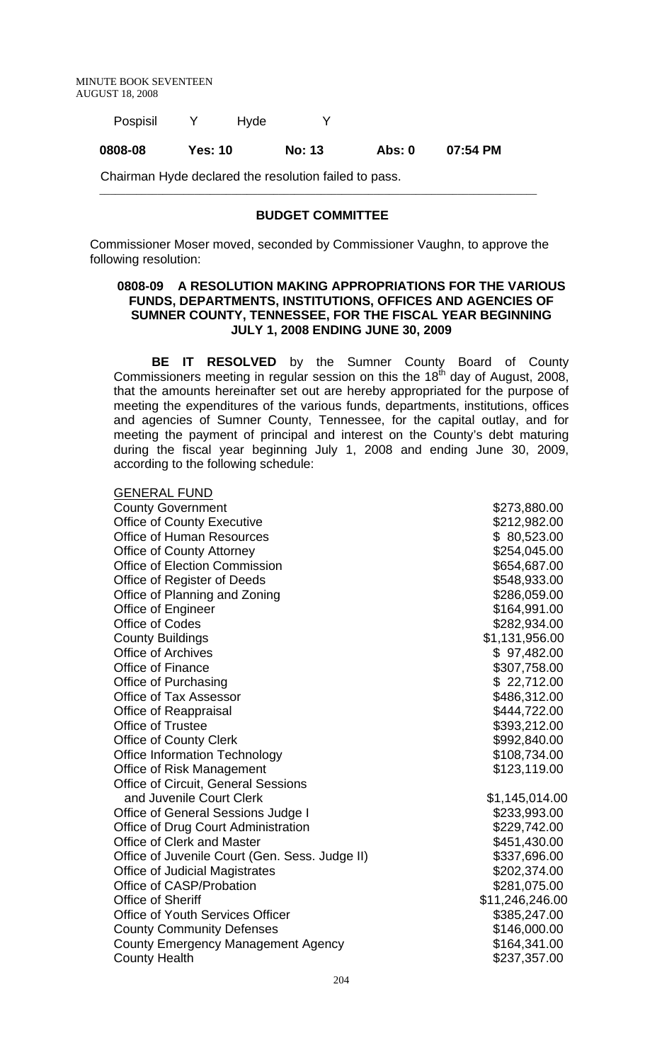| Pospisil | Y | Hyde | Y | | |
|---|---|---|---|---|---|
| **0808-08** | **Yes: 10** | **No: 13** | **Abs: 0** | **07:54 PM** | |

Chairman Hyde declared the resolution failed to pass.

---

## BUDGET COMMITTEE

Commissioner Moser moved, seconded by Commissioner Vaughn, to approve the following resolution:

### 0808-09 A RESOLUTION MAKING APPROPRIATIONS FOR THE VARIOUS FUNDS, DEPARTMENTS, INSTITUTIONS, OFFICES AND AGENCIES OF SUMNER COUNTY, TENNESSEE, FOR THE FISCAL YEAR BEGINNING JULY 1, 2008 ENDING JUNE 30, 2009

**BE IT RESOLVED** by the Sumner County Board of County Commissioners meeting in regular session on this the 18th day of August, 2008, that the amounts hereinafter set out are hereby appropriated for the purpose of meeting the expenditures of the various funds, departments, institutions, offices and agencies of Sumner County, Tennessee, for the capital outlay, and for meeting the payment of principal and interest on the County's debt maturing during the fiscal year beginning July 1, 2008 and ending June 30, 2009, according to the following schedule:

| GENERAL FUND | |
|---|---|
| County Government | $273,880.00 |
| Office of County Executive | $212,982.00 |
| Office of Human Resources | $ 80,523.00 |
| Office of County Attorney | $254,045.00 |
| Office of Election Commission | $654,687.00 |
| Office of Register of Deeds | $548,933.00 |
| Office of Planning and Zoning | $286,059.00 |
| Office of Engineer | $164,991.00 |
| Office of Codes | $282,934.00 |
| County Buildings | $1,131,956.00 |
| Office of Archives | $ 97,482.00 |
| Office of Finance | $307,758.00 |
| Office of Purchasing | $ 22,712.00 |
| Office of Tax Assessor | $486,312.00 |
| Office of Reappraisal | $444,722.00 |
| Office of Trustee | $393,212.00 |
| Office of County Clerk | $992,840.00 |
| Office Information Technology | $108,734.00 |
| Office of Risk Management | $123,119.00 |
| Office of Circuit, General Sessions and Juvenile Court Clerk | $1,145,014.00 |
| Office of General Sessions Judge I | $233,993.00 |
| Office of Drug Court Administration | $229,742.00 |
| Office of Clerk and Master | $451,430.00 |
| Office of Juvenile Court (Gen. Sess. Judge II) | $337,696.00 |
| Office of Judicial Magistrates | $202,374.00 |
| Office of CASP/Probation | $281,075.00 |
| Office of Sheriff | $11,246,246.00 |
| Office of Youth Services Officer | $385,247.00 |
| County Community Defenses | $146,000.00 |
| County Emergency Management Agency | $164,341.00 |
| County Health | $237,357.00 |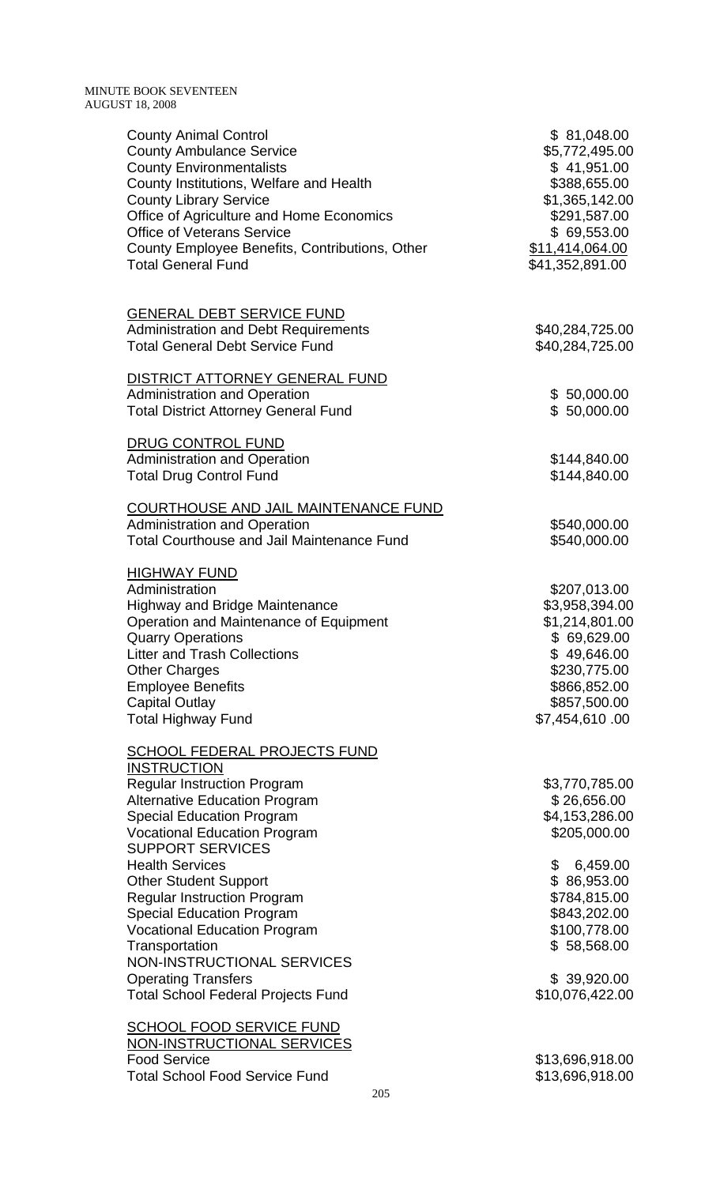| | |
|---|---|
| County Animal Control | $ 81,048.00 |
| County Ambulance Service | $5,772,495.00 |
| County Environmentalists | $ 41,951.00 |
| County Institutions, Welfare and Health | $388,655.00 |
| County Library Service | $1,365,142.00 |
| Office of Agriculture and Home Economics | $291,587.00 |
| Office of Veterans Service | $ 69,553.00 |
| County Employee Benefits, Contributions, Other | $11,414,064.00 |
| Total General Fund | $41,352,891.00 |

GENERAL DEBT SERVICE FUND

| | |
|---|---|
| Administration and Debt Requirements | $40,284,725.00 |
| Total General Debt Service Fund | $40,284,725.00 |

DISTRICT ATTORNEY GENERAL FUND

| | |
|---|---|
| Administration and Operation | $ 50,000.00 |
| Total District Attorney General Fund | $ 50,000.00 |

DRUG CONTROL FUND

| | |
|---|---|
| Administration and Operation | $144,840.00 |
| Total Drug Control Fund | $144,840.00 |

COURTHOUSE AND JAIL MAINTENANCE FUND

| | |
|---|---|
| Administration and Operation | $540,000.00 |
| Total Courthouse and Jail Maintenance Fund | $540,000.00 |

HIGHWAY FUND

| | |
|---|---|
| Administration | $207,013.00 |
| Highway and Bridge Maintenance | $3,958,394.00 |
| Operation and Maintenance of Equipment | $1,214,801.00 |
| Quarry Operations | $ 69,629.00 |
| Litter and Trash Collections | $ 49,646.00 |
| Other Charges | $230,775.00 |
| Employee Benefits | $866,852.00 |
| Capital Outlay | $857,500.00 |
| Total Highway Fund | $7,454,610 .00 |

SCHOOL FEDERAL PROJECTS FUND

| | |
|---|---|
| INSTRUCTION | |
| Regular Instruction Program | $3,770,785.00 |
| Alternative Education Program | $ 26,656.00 |
| Special Education Program | $4,153,286.00 |
| Vocational Education Program | $205,000.00 |
| SUPPORT SERVICES | |
| Health Services | $ 6,459.00 |
| Other Student Support | $ 86,953.00 |
| Regular Instruction Program | $784,815.00 |
| Special Education Program | $843,202.00 |
| Vocational Education Program | $100,778.00 |
| Transportation | $ 58,568.00 |
| NON-INSTRUCTIONAL SERVICES | |
| Operating Transfers | $ 39,920.00 |
| Total School Federal Projects Fund | $10,076,422.00 |

SCHOOL FOOD SERVICE FUND

| | |
|---|---|
| NON-INSTRUCTIONAL SERVICES | |
| Food Service | $13,696,918.00 |
| Total School Food Service Fund | $13,696,918.00 |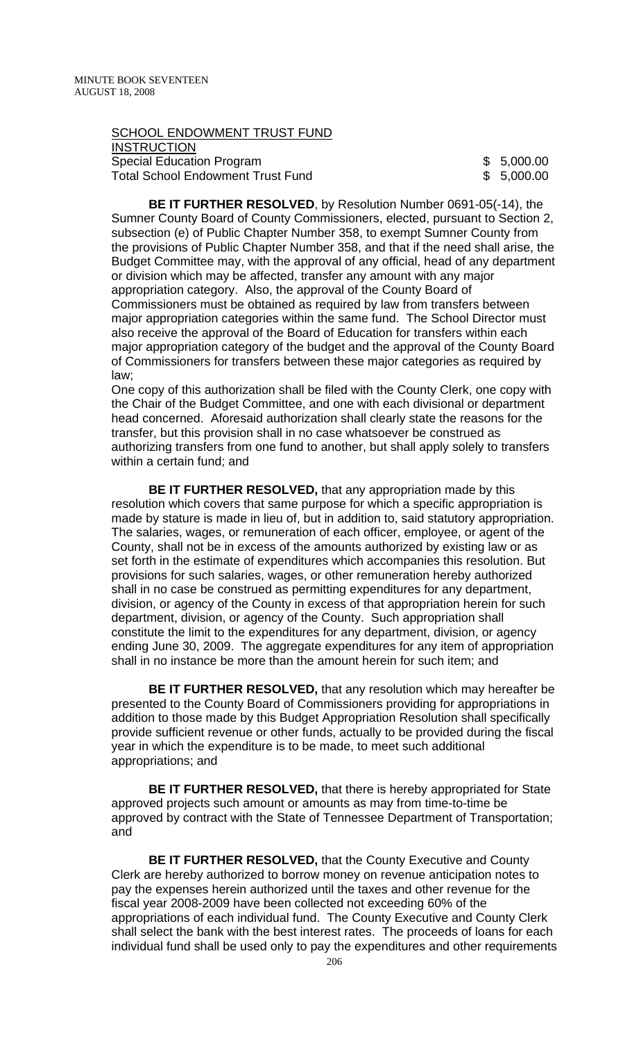SCHOOL ENDOWMENT TRUST FUND
INSTRUCTION

| | |
|---|---|
| Special Education Program | $ 5,000.00 |
| Total School Endowment Trust Fund | $ 5,000.00 |

**BE IT FURTHER RESOLVED**, by Resolution Number 0691-05(-14), the Sumner County Board of County Commissioners, elected, pursuant to Section 2, subsection (e) of Public Chapter Number 358, to exempt Sumner County from the provisions of Public Chapter Number 358, and that if the need shall arise, the Budget Committee may, with the approval of any official, head of any department or division which may be affected, transfer any amount with any major appropriation category. Also, the approval of the County Board of Commissioners must be obtained as required by law from transfers between major appropriation categories within the same fund. The School Director must also receive the approval of the Board of Education for transfers within each major appropriation category of the budget and the approval of the County Board of Commissioners for transfers between these major categories as required by law;

One copy of this authorization shall be filed with the County Clerk, one copy with the Chair of the Budget Committee, and one with each divisional or department head concerned. Aforesaid authorization shall clearly state the reasons for the transfer, but this provision shall in no case whatsoever be construed as authorizing transfers from one fund to another, but shall apply solely to transfers within a certain fund; and

**BE IT FURTHER RESOLVED,** that any appropriation made by this resolution which covers that same purpose for which a specific appropriation is made by stature is made in lieu of, but in addition to, said statutory appropriation. The salaries, wages, or remuneration of each officer, employee, or agent of the County, shall not be in excess of the amounts authorized by existing law or as set forth in the estimate of expenditures which accompanies this resolution. But provisions for such salaries, wages, or other remuneration hereby authorized shall in no case be construed as permitting expenditures for any department, division, or agency of the County in excess of that appropriation herein for such department, division, or agency of the County. Such appropriation shall constitute the limit to the expenditures for any department, division, or agency ending June 30, 2009. The aggregate expenditures for any item of appropriation shall in no instance be more than the amount herein for such item; and

**BE IT FURTHER RESOLVED,** that any resolution which may hereafter be presented to the County Board of Commissioners providing for appropriations in addition to those made by this Budget Appropriation Resolution shall specifically provide sufficient revenue or other funds, actually to be provided during the fiscal year in which the expenditure is to be made, to meet such additional appropriations; and

**BE IT FURTHER RESOLVED,** that there is hereby appropriated for State approved projects such amount or amounts as may from time-to-time be approved by contract with the State of Tennessee Department of Transportation; and

**BE IT FURTHER RESOLVED,** that the County Executive and County Clerk are hereby authorized to borrow money on revenue anticipation notes to pay the expenses herein authorized until the taxes and other revenue for the fiscal year 2008-2009 have been collected not exceeding 60% of the appropriations of each individual fund. The County Executive and County Clerk shall select the bank with the best interest rates. The proceeds of loans for each individual fund shall be used only to pay the expenditures and other requirements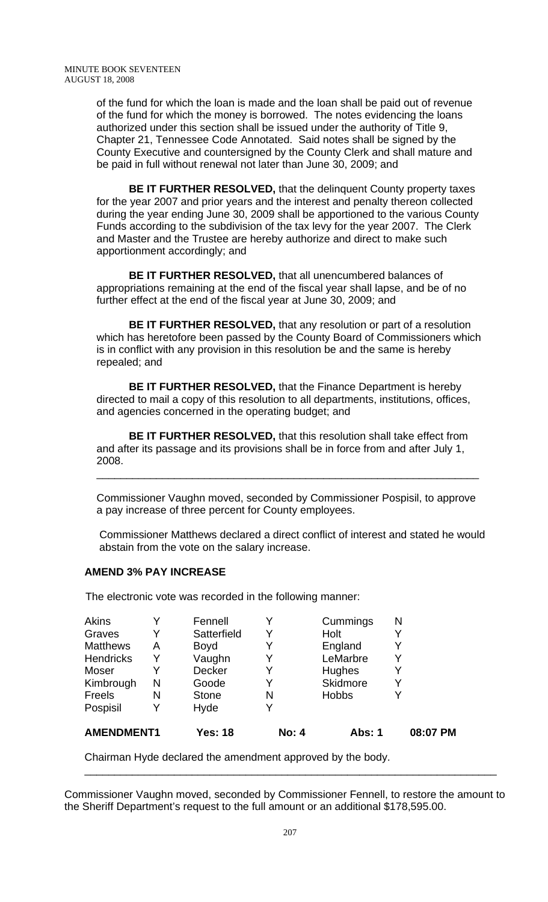of the fund for which the loan is made and the loan shall be paid out of revenue of the fund for which the money is borrowed. The notes evidencing the loans authorized under this section shall be issued under the authority of Title 9, Chapter 21, Tennessee Code Annotated. Said notes shall be signed by the County Executive and countersigned by the County Clerk and shall mature and be paid in full without renewal not later than June 30, 2009; and

**BE IT FURTHER RESOLVED,** that the delinquent County property taxes for the year 2007 and prior years and the interest and penalty thereon collected during the year ending June 30, 2009 shall be apportioned to the various County Funds according to the subdivision of the tax levy for the year 2007. The Clerk and Master and the Trustee are hereby authorize and direct to make such apportionment accordingly; and

**BE IT FURTHER RESOLVED,** that all unencumbered balances of appropriations remaining at the end of the fiscal year shall lapse, and be of no further effect at the end of the fiscal year at June 30, 2009; and

**BE IT FURTHER RESOLVED,** that any resolution or part of a resolution which has heretofore been passed by the County Board of Commissioners which is in conflict with any provision in this resolution be and the same is hereby repealed; and

**BE IT FURTHER RESOLVED,** that the Finance Department is hereby directed to mail a copy of this resolution to all departments, institutions, offices, and agencies concerned in the operating budget; and

**BE IT FURTHER RESOLVED,** that this resolution shall take effect from and after its passage and its provisions shall be in force from and after July 1, 2008.

---

Commissioner Vaughn moved, seconded by Commissioner Pospisil, to approve a pay increase of three percent for County employees.

Commissioner Matthews declared a direct conflict of interest and stated he would abstain from the vote on the salary increase.

**AMEND 3% PAY INCREASE**

The electronic vote was recorded in the following manner:

| | | | | | | |
|---|---|---|---|---|---|---|
| Akins | Y | Fennell | Y | Cummings | N | |
| Graves | Y | Satterfield | Y | Holt | Y | |
| Matthews | A | Boyd | Y | England | Y | |
| Hendricks | Y | Vaughn | Y | LeMarbre | Y | |
| Moser | Y | Decker | Y | Hughes | Y | |
| Kimbrough | N | Goode | Y | Skidmore | Y | |
| Freels | N | Stone | N | Hobbs | Y | |
| Pospisil | Y | Hyde | Y | | | |
| **AMENDMENT1** | | **Yes: 18** | **No: 4** | **Abs: 1** | | **08:07 PM** |

Chairman Hyde declared the amendment approved by the body.

---

Commissioner Vaughn moved, seconded by Commissioner Fennell, to restore the amount to the Sheriff Department's request to the full amount or an additional $178,595.00.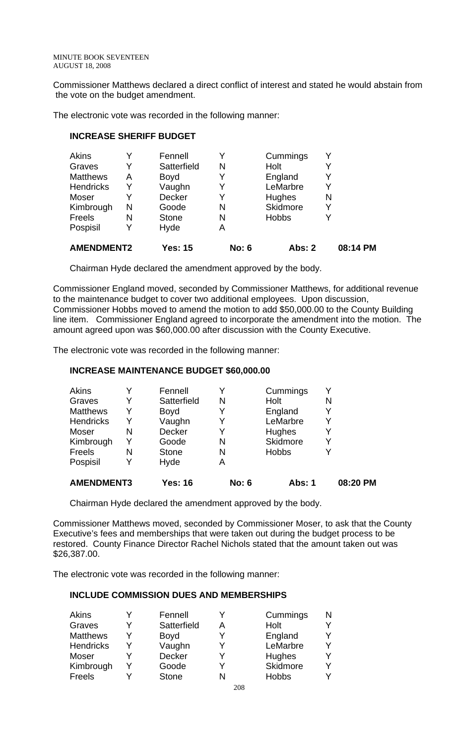Commissioner Matthews declared a direct conflict of interest and stated he would abstain from the vote on the budget amendment.

The electronic vote was recorded in the following manner:

**INCREASE SHERIFF BUDGET**

| | | | | | |
|---|---|---|---|---|---|
| Akins | Y | Fennell | Y | Cummings | Y |
| Graves | Y | Satterfield | N | Holt | Y |
| Matthews | A | Boyd | Y | England | Y |
| Hendricks | Y | Vaughn | Y | LeMarbre | Y |
| Moser | Y | Decker | Y | Hughes | N |
| Kimbrough | N | Goode | N | Skidmore | Y |
| Freels | N | Stone | N | Hobbs | Y |
| Pospisil | Y | Hyde | A | | |

**AMENDMENT2 Yes: 15 No: 6 Abs: 2 08:14 PM**

Chairman Hyde declared the amendment approved by the body.

Commissioner England moved, seconded by Commissioner Matthews, for additional revenue to the maintenance budget to cover two additional employees. Upon discussion, Commissioner Hobbs moved to amend the motion to add $50,000.00 to the County Building line item. Commissioner England agreed to incorporate the amendment into the motion. The amount agreed upon was $60,000.00 after discussion with the County Executive.

The electronic vote was recorded in the following manner:

**INCREASE MAINTENANCE BUDGET $60,000.00**

| | | | | | |
|---|---|---|---|---|---|
| Akins | Y | Fennell | Y | Cummings | Y |
| Graves | Y | Satterfield | N | Holt | N |
| Matthews | Y | Boyd | Y | England | Y |
| Hendricks | Y | Vaughn | Y | LeMarbre | Y |
| Moser | N | Decker | Y | Hughes | Y |
| Kimbrough | Y | Goode | N | Skidmore | Y |
| Freels | N | Stone | N | Hobbs | Y |
| Pospisil | Y | Hyde | A | | |

**AMENDMENT3 Yes: 16 No: 6 Abs: 1 08:20 PM**

Chairman Hyde declared the amendment approved by the body.

Commissioner Matthews moved, seconded by Commissioner Moser, to ask that the County Executive's fees and memberships that were taken out during the budget process to be restored. County Finance Director Rachel Nichols stated that the amount taken out was $26,387.00.

The electronic vote was recorded in the following manner:

**INCLUDE COMMISSION DUES AND MEMBERSHIPS**

| | | | | | |
|---|---|---|---|---|---|
| Akins | Y | Fennell | Y | Cummings | N |
| Graves | Y | Satterfield | A | Holt | Y |
| Matthews | Y | Boyd | Y | England | Y |
| Hendricks | Y | Vaughn | Y | LeMarbre | Y |
| Moser | Y | Decker | Y | Hughes | Y |
| Kimbrough | Y | Goode | Y | Skidmore | Y |
| Freels | Y | Stone | N | Hobbs | Y |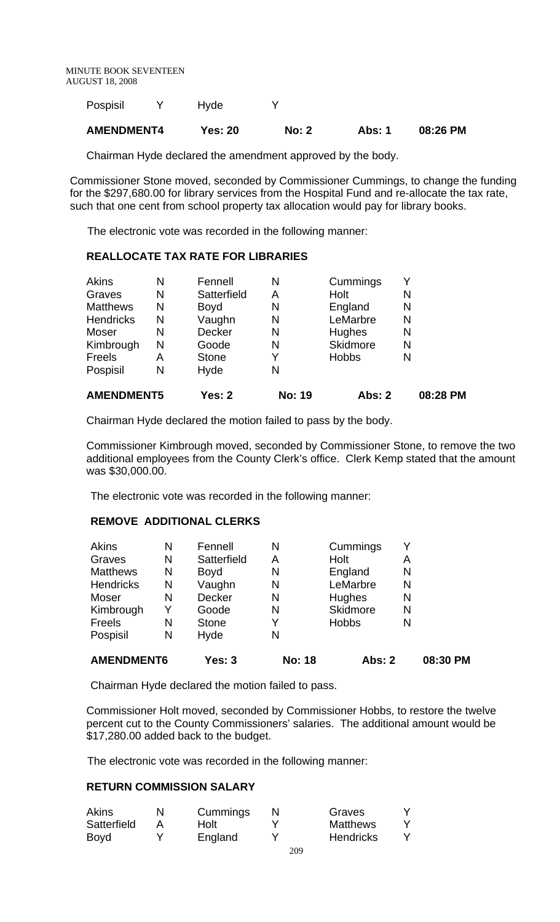| Pospisil | Y | Hyde | Y | | | |
|---|---|---|---|---|---|---|
| **AMENDMENT4** | | **Yes: 20** | | **No: 2** | **Abs: 1** | **08:26 PM** |

Chairman Hyde declared the amendment approved by the body.

Commissioner Stone moved, seconded by Commissioner Cummings, to change the funding for the $297,680.00 for library services from the Hospital Fund and re-allocate the tax rate, such that one cent from school property tax allocation would pay for library books.

The electronic vote was recorded in the following manner:

**REALLOCATE TAX RATE FOR LIBRARIES**

| | | | | | |
|---|---|---|---|---|---|
| Akins | N | Fennell | N | Cummings | Y |
| Graves | N | Satterfield | A | Holt | N |
| Matthews | N | Boyd | N | England | N |
| Hendricks | N | Vaughn | N | LeMarbre | N |
| Moser | N | Decker | N | Hughes | N |
| Kimbrough | N | Goode | N | Skidmore | N |
| Freels | A | Stone | Y | Hobbs | N |
| Pospisil | N | Hyde | N | | |

**AMENDMENT5** **Yes: 2** **No: 19** **Abs: 2** **08:28 PM**

Chairman Hyde declared the motion failed to pass by the body.

Commissioner Kimbrough moved, seconded by Commissioner Stone, to remove the two additional employees from the County Clerk's office. Clerk Kemp stated that the amount was $30,000.00.

The electronic vote was recorded in the following manner:

**REMOVE ADDITIONAL CLERKS**

| | | | | | |
|---|---|---|---|---|---|
| Akins | N | Fennell | N | Cummings | Y |
| Graves | N | Satterfield | A | Holt | A |
| Matthews | N | Boyd | N | England | N |
| Hendricks | N | Vaughn | N | LeMarbre | N |
| Moser | N | Decker | N | Hughes | N |
| Kimbrough | Y | Goode | N | Skidmore | N |
| Freels | N | Stone | Y | Hobbs | N |
| Pospisil | N | Hyde | N | | |

**AMENDMENT6** **Yes: 3** **No: 18** **Abs: 2** **08:30 PM**

Chairman Hyde declared the motion failed to pass.

Commissioner Holt moved, seconded by Commissioner Hobbs, to restore the twelve percent cut to the County Commissioners' salaries. The additional amount would be $17,280.00 added back to the budget.

The electronic vote was recorded in the following manner:

**RETURN COMMISSION SALARY**

| | | | | | |
|---|---|---|---|---|---|
| Akins | N | Cummings | N | Graves | Y |
| Satterfield | A | Holt | Y | Matthews | Y |
| Boyd | Y | England | Y | Hendricks | Y |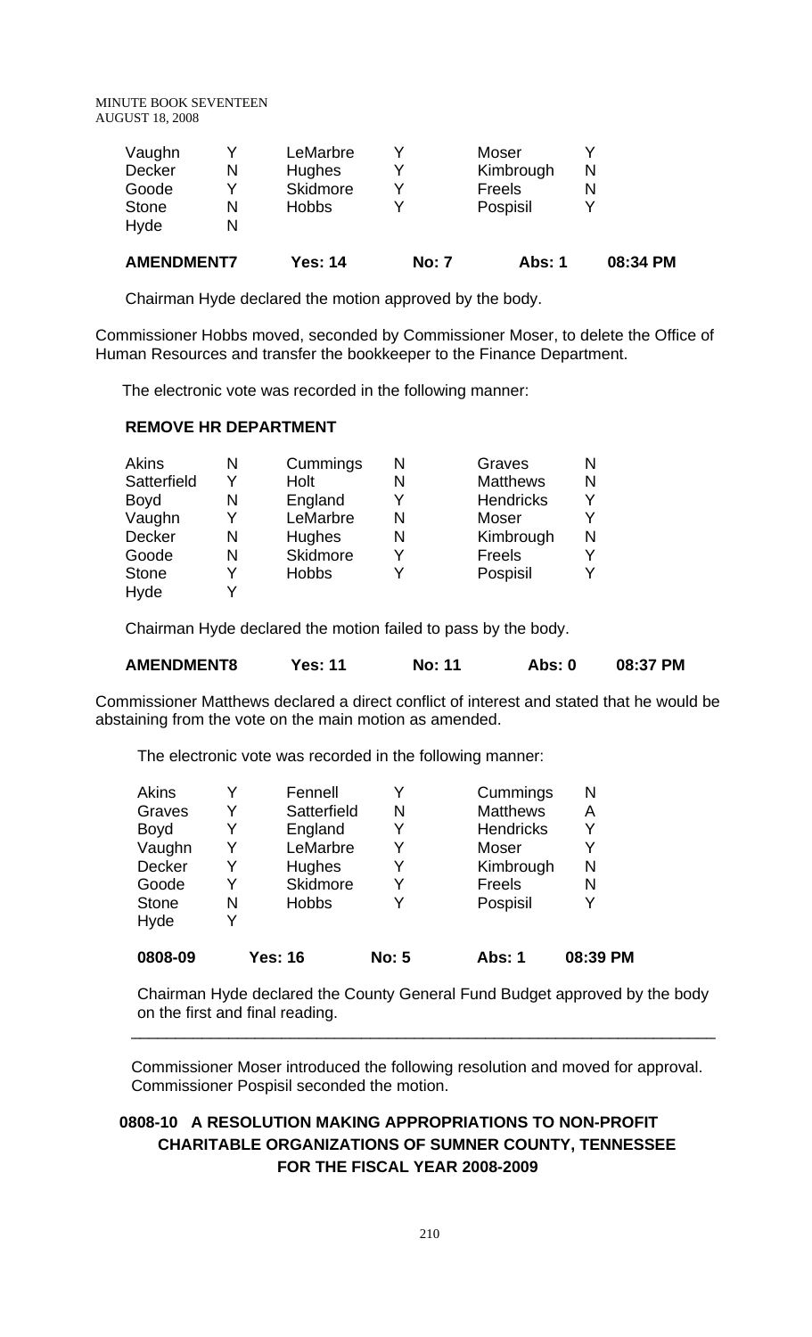| | | | | | |
|---|---|---|---|---|---|
| Vaughn | Y | LeMarbre | Y | Moser | Y |
| Decker | N | Hughes | Y | Kimbrough | N |
| Goode | Y | Skidmore | Y | Freels | N |
| Stone | N | Hobbs | Y | Pospisil | Y |
| Hyde | N | | | | |

**AMENDMENT7 Yes: 14 No: 7 Abs: 1 08:34 PM**

Chairman Hyde declared the motion approved by the body.

Commissioner Hobbs moved, seconded by Commissioner Moser, to delete the Office of Human Resources and transfer the bookkeeper to the Finance Department.

The electronic vote was recorded in the following manner:

**REMOVE HR DEPARTMENT**

| | | | | | |
|---|---|---|---|---|---|
| Akins | N | Cummings | N | Graves | N |
| Satterfield | Y | Holt | N | Matthews | N |
| Boyd | N | England | Y | Hendricks | Y |
| Vaughn | Y | LeMarbre | N | Moser | Y |
| Decker | N | Hughes | N | Kimbrough | N |
| Goode | N | Skidmore | Y | Freels | Y |
| Stone | Y | Hobbs | Y | Pospisil | Y |
| Hyde | Y | | | | |

Chairman Hyde declared the motion failed to pass by the body.

**AMENDMENT8 Yes: 11 No: 11 Abs: 0 08:37 PM**

Commissioner Matthews declared a direct conflict of interest and stated that he would be abstaining from the vote on the main motion as amended.

The electronic vote was recorded in the following manner:

| | | | | | |
|---|---|---|---|---|---|
| Akins | Y | Fennell | Y | Cummings | N |
| Graves | Y | Satterfield | N | Matthews | A |
| Boyd | Y | England | Y | Hendricks | Y |
| Vaughn | Y | LeMarbre | Y | Moser | Y |
| Decker | Y | Hughes | Y | Kimbrough | N |
| Goode | Y | Skidmore | Y | Freels | N |
| Stone | N | Hobbs | Y | Pospisil | Y |
| Hyde | Y | | | | |

**0808-09 Yes: 16 No: 5 Abs: 1 08:39 PM**

Chairman Hyde declared the County General Fund Budget approved by the body on the first and final reading.

---

Commissioner Moser introduced the following resolution and moved for approval. Commissioner Pospisil seconded the motion.

**0808-10 A RESOLUTION MAKING APPROPRIATIONS TO NON-PROFIT CHARITABLE ORGANIZATIONS OF SUMNER COUNTY, TENNESSEE FOR THE FISCAL YEAR 2008-2009**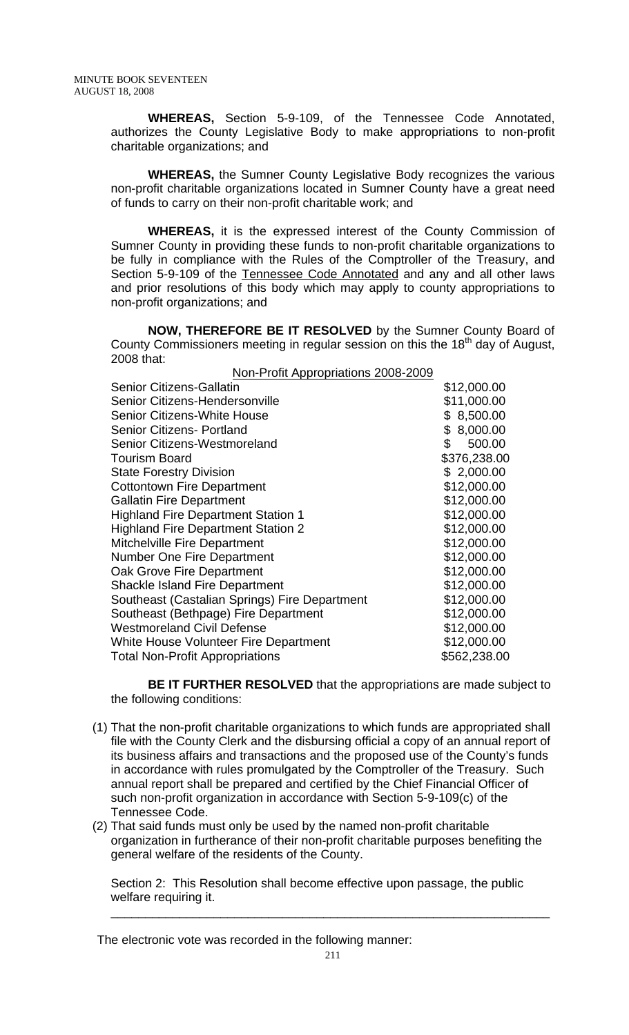**WHEREAS,** Section 5-9-109, of the Tennessee Code Annotated, authorizes the County Legislative Body to make appropriations to non-profit charitable organizations; and

**WHEREAS,** the Sumner County Legislative Body recognizes the various non-profit charitable organizations located in Sumner County have a great need of funds to carry on their non-profit charitable work; and

**WHEREAS,** it is the expressed interest of the County Commission of Sumner County in providing these funds to non-profit charitable organizations to be fully in compliance with the Rules of the Comptroller of the Treasury, and Section 5-9-109 of the Tennessee Code Annotated and any and all other laws and prior resolutions of this body which may apply to county appropriations to non-profit organizations; and

**NOW, THEREFORE BE IT RESOLVED** by the Sumner County Board of County Commissioners meeting in regular session on this the 18th day of August, 2008 that:

| Non-Profit Appropriations 2008-2009 | |
|---|---|
| Senior Citizens-Gallatin | $12,000.00 |
| Senior Citizens-Hendersonville | $11,000.00 |
| Senior Citizens-White House | $ 8,500.00 |
| Senior Citizens- Portland | $ 8,000.00 |
| Senior Citizens-Westmoreland | $ 500.00 |
| Tourism Board | $376,238.00 |
| State Forestry Division | $ 2,000.00 |
| Cottontown Fire Department | $12,000.00 |
| Gallatin Fire Department | $12,000.00 |
| Highland Fire Department Station 1 | $12,000.00 |
| Highland Fire Department Station 2 | $12,000.00 |
| Mitchelville Fire Department | $12,000.00 |
| Number One Fire Department | $12,000.00 |
| Oak Grove Fire Department | $12,000.00 |
| Shackle Island Fire Department | $12,000.00 |
| Southeast (Castalian Springs) Fire Department | $12,000.00 |
| Southeast (Bethpage) Fire Department | $12,000.00 |
| Westmoreland Civil Defense | $12,000.00 |
| White House Volunteer Fire Department | $12,000.00 |
| Total Non-Profit Appropriations | $562,238.00 |

**BE IT FURTHER RESOLVED** that the appropriations are made subject to the following conditions:

(1) That the non-profit charitable organizations to which funds are appropriated shall file with the County Clerk and the disbursing official a copy of an annual report of its business affairs and transactions and the proposed use of the County's funds in accordance with rules promulgated by the Comptroller of the Treasury. Such annual report shall be prepared and certified by the Chief Financial Officer of such non-profit organization in accordance with Section 5-9-109(c) of the Tennessee Code.

(2) That said funds must only be used by the named non-profit charitable organization in furtherance of their non-profit charitable purposes benefiting the general welfare of the residents of the County.

Section 2: This Resolution shall become effective upon passage, the public welfare requiring it.

---

The electronic vote was recorded in the following manner: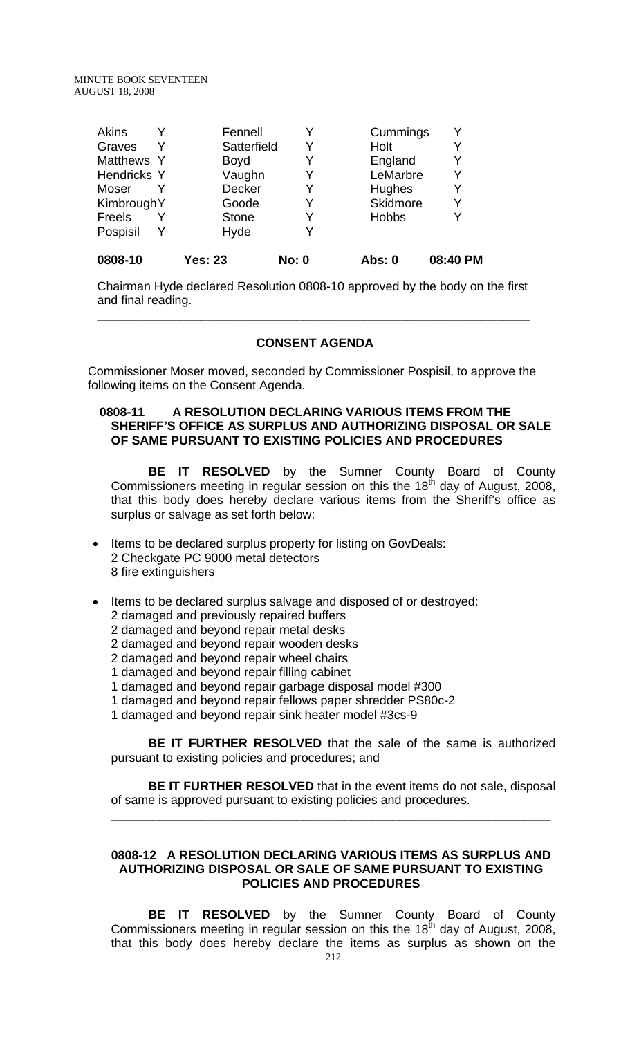| Akins | Y | Fennell | Y | Cummings | Y |
|---|---|---|---|---|---|
| Graves | Y | Satterfield | Y | Holt | Y |
| Matthews | Y | Boyd | Y | England | Y |
| Hendricks | Y | Vaughn | Y | LeMarbre | Y |
| Moser | Y | Decker | Y | Hughes | Y |
| Kimbrough | Y | Goode | Y | Skidmore | Y |
| Freels | Y | Stone | Y | Hobbs | Y |
| Pospisil | Y | Hyde | Y | | |
| **0808-10** | **Yes: 23** | | **No: 0** | **Abs: 0** | **08:40 PM** |

Chairman Hyde declared Resolution 0808-10 approved by the body on the first and final reading.

---

## CONSENT AGENDA

Commissioner Moser moved, seconded by Commissioner Pospisil, to approve the following items on the Consent Agenda.

### 0808-11 A RESOLUTION DECLARING VARIOUS ITEMS FROM THE SHERIFF'S OFFICE AS SURPLUS AND AUTHORIZING DISPOSAL OR SALE OF SAME PURSUANT TO EXISTING POLICIES AND PROCEDURES

**BE IT RESOLVED** by the Sumner County Board of County Commissioners meeting in regular session on this the 18th day of August, 2008, that this body does hereby declare various items from the Sheriff's office as surplus or salvage as set forth below:

- Items to be declared surplus property for listing on GovDeals:
  2 Checkgate PC 9000 metal detectors
  8 fire extinguishers

- Items to be declared surplus salvage and disposed of or destroyed:
  2 damaged and previously repaired buffers
  2 damaged and beyond repair metal desks
  2 damaged and beyond repair wooden desks
  2 damaged and beyond repair wheel chairs
  1 damaged and beyond repair filling cabinet
  1 damaged and beyond repair garbage disposal model #300
  1 damaged and beyond repair fellows paper shredder PS80c-2
  1 damaged and beyond repair sink heater model #3cs-9

**BE IT FURTHER RESOLVED** that the sale of the same is authorized pursuant to existing policies and procedures; and

**BE IT FURTHER RESOLVED** that in the event items do not sale, disposal of same is approved pursuant to existing policies and procedures.

---

### 0808-12 A RESOLUTION DECLARING VARIOUS ITEMS AS SURPLUS AND AUTHORIZING DISPOSAL OR SALE OF SAME PURSUANT TO EXISTING POLICIES AND PROCEDURES

**BE IT RESOLVED** by the Sumner County Board of County Commissioners meeting in regular session on this the 18th day of August, 2008, that this body does hereby declare the items as surplus as shown on the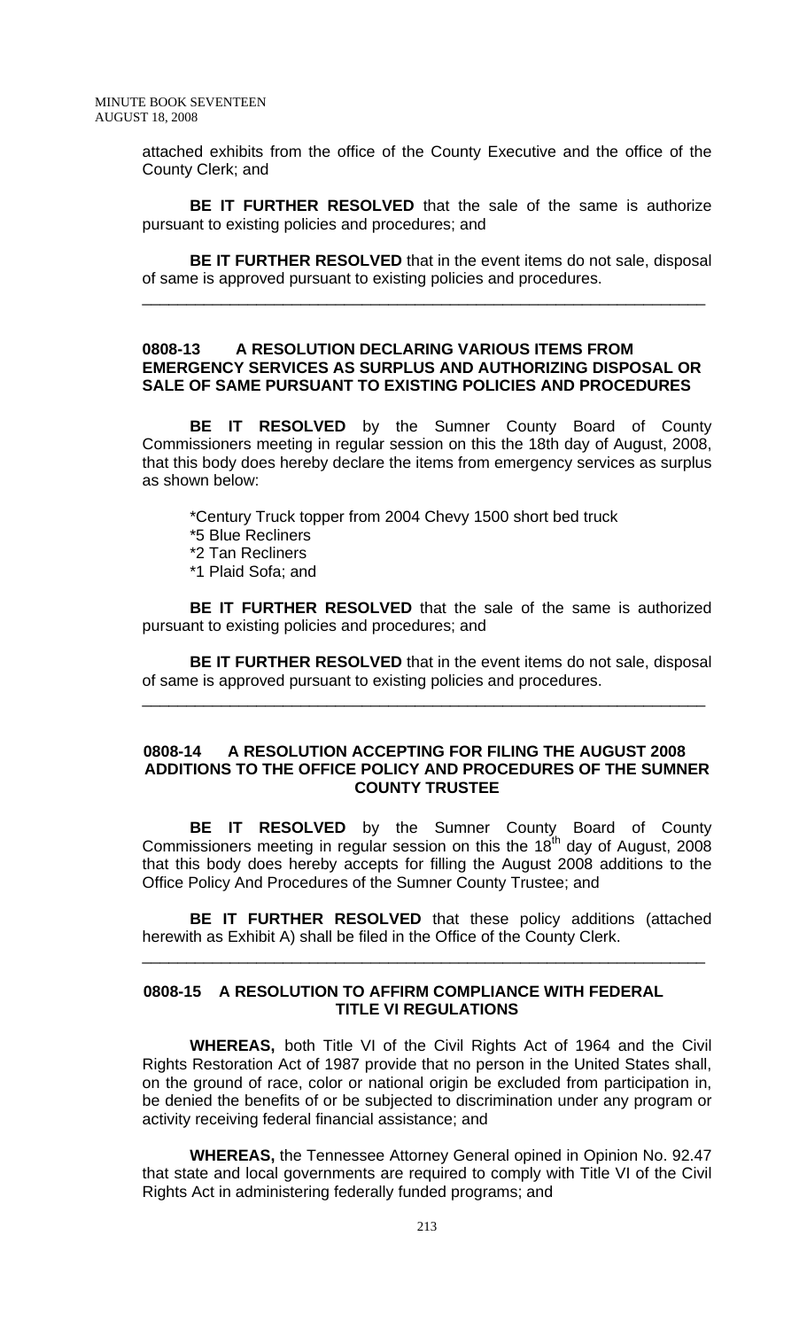attached exhibits from the office of the County Executive and the office of the County Clerk; and

**BE IT FURTHER RESOLVED** that the sale of the same is authorize pursuant to existing policies and procedures; and

**BE IT FURTHER RESOLVED** that in the event items do not sale, disposal of same is approved pursuant to existing policies and procedures.

---

**0808-13 A RESOLUTION DECLARING VARIOUS ITEMS FROM EMERGENCY SERVICES AS SURPLUS AND AUTHORIZING DISPOSAL OR SALE OF SAME PURSUANT TO EXISTING POLICIES AND PROCEDURES**

**BE IT RESOLVED** by the Sumner County Board of County Commissioners meeting in regular session on this the 18th day of August, 2008, that this body does hereby declare the items from emergency services as surplus as shown below:

*Century Truck topper from 2004 Chevy 1500 short bed truck
*5 Blue Recliners
*2 Tan Recliners
*1 Plaid Sofa; and

**BE IT FURTHER RESOLVED** that the sale of the same is authorized pursuant to existing policies and procedures; and

**BE IT FURTHER RESOLVED** that in the event items do not sale, disposal of same is approved pursuant to existing policies and procedures.

---

**0808-14 A RESOLUTION ACCEPTING FOR FILING THE AUGUST 2008 ADDITIONS TO THE OFFICE POLICY AND PROCEDURES OF THE SUMNER COUNTY TRUSTEE**

**BE IT RESOLVED** by the Sumner County Board of County Commissioners meeting in regular session on this the 18th day of August, 2008 that this body does hereby accepts for filling the August 2008 additions to the Office Policy And Procedures of the Sumner County Trustee; and

**BE IT FURTHER RESOLVED** that these policy additions (attached herewith as Exhibit A) shall be filed in the Office of the County Clerk.

---

**0808-15 A RESOLUTION TO AFFIRM COMPLIANCE WITH FEDERAL TITLE VI REGULATIONS**

**WHEREAS,** both Title VI of the Civil Rights Act of 1964 and the Civil Rights Restoration Act of 1987 provide that no person in the United States shall, on the ground of race, color or national origin be excluded from participation in, be denied the benefits of or be subjected to discrimination under any program or activity receiving federal financial assistance; and

**WHEREAS,** the Tennessee Attorney General opined in Opinion No. 92.47 that state and local governments are required to comply with Title VI of the Civil Rights Act in administering federally funded programs; and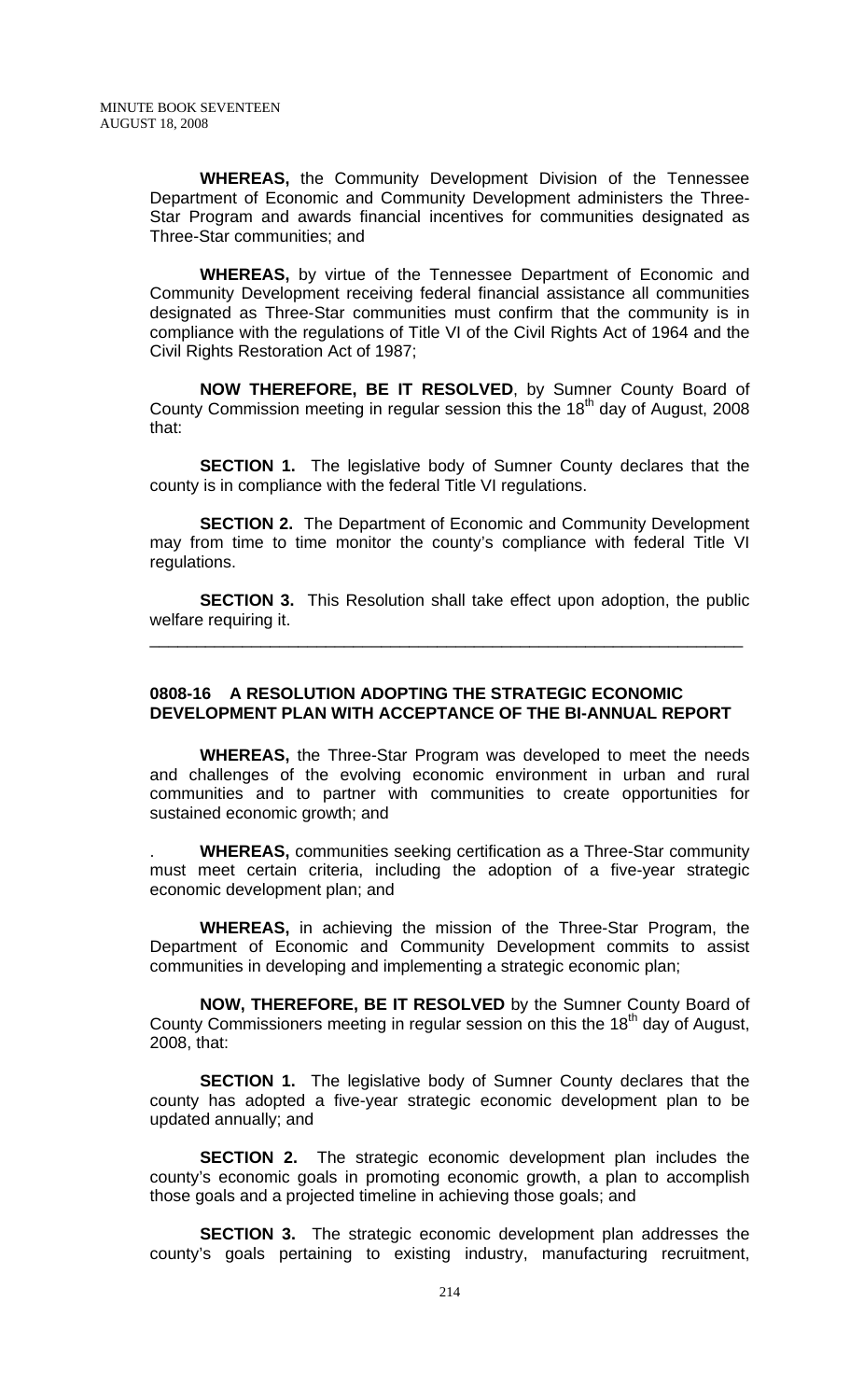**WHEREAS,** the Community Development Division of the Tennessee Department of Economic and Community Development administers the Three-Star Program and awards financial incentives for communities designated as Three-Star communities; and

**WHEREAS,** by virtue of the Tennessee Department of Economic and Community Development receiving federal financial assistance all communities designated as Three-Star communities must confirm that the community is in compliance with the regulations of Title VI of the Civil Rights Act of 1964 and the Civil Rights Restoration Act of 1987;

**NOW THEREFORE, BE IT RESOLVED**, by Sumner County Board of County Commission meeting in regular session this the 18th day of August, 2008 that:

**SECTION 1.** The legislative body of Sumner County declares that the county is in compliance with the federal Title VI regulations.

**SECTION 2.** The Department of Economic and Community Development may from time to time monitor the county's compliance with federal Title VI regulations.

**SECTION 3.** This Resolution shall take effect upon adoption, the public welfare requiring it.

---

**0808-16 A RESOLUTION ADOPTING THE STRATEGIC ECONOMIC DEVELOPMENT PLAN WITH ACCEPTANCE OF THE BI-ANNUAL REPORT**

**WHEREAS,** the Three-Star Program was developed to meet the needs and challenges of the evolving economic environment in urban and rural communities and to partner with communities to create opportunities for sustained economic growth; and

. **WHEREAS,** communities seeking certification as a Three-Star community must meet certain criteria, including the adoption of a five-year strategic economic development plan; and

**WHEREAS,** in achieving the mission of the Three-Star Program, the Department of Economic and Community Development commits to assist communities in developing and implementing a strategic economic plan;

**NOW, THEREFORE, BE IT RESOLVED** by the Sumner County Board of County Commissioners meeting in regular session on this the 18th day of August, 2008, that:

**SECTION 1.** The legislative body of Sumner County declares that the county has adopted a five-year strategic economic development plan to be updated annually; and

**SECTION 2.** The strategic economic development plan includes the county's economic goals in promoting economic growth, a plan to accomplish those goals and a projected timeline in achieving those goals; and

**SECTION 3.** The strategic economic development plan addresses the county's goals pertaining to existing industry, manufacturing recruitment,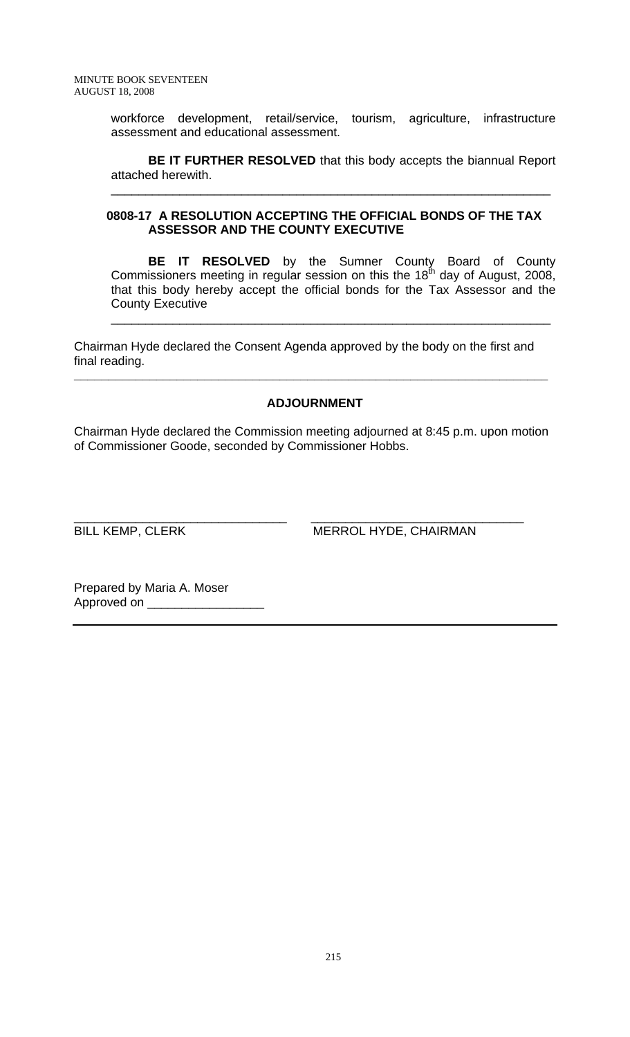workforce development, retail/service, tourism, agriculture, infrastructure assessment and educational assessment.

**BE IT FURTHER RESOLVED** that this body accepts the biannual Report attached herewith.

---

**0808-17 A RESOLUTION ACCEPTING THE OFFICIAL BONDS OF THE TAX ASSESSOR AND THE COUNTY EXECUTIVE**

**BE IT RESOLVED** by the Sumner County Board of County Commissioners meeting in regular session on this the 18th day of August, 2008, that this body hereby accept the official bonds for the Tax Assessor and the County Executive

---

Chairman Hyde declared the Consent Agenda approved by the body on the first and final reading.

---

**ADJOURNMENT**

Chairman Hyde declared the Commission meeting adjourned at 8:45 p.m. upon motion of Commissioner Goode, seconded by Commissioner Hobbs.

_______________________________ _______________________________
BILL KEMP, CLERK MERROL HYDE, CHAIRMAN

Prepared by Maria A. Moser
Approved on _________________